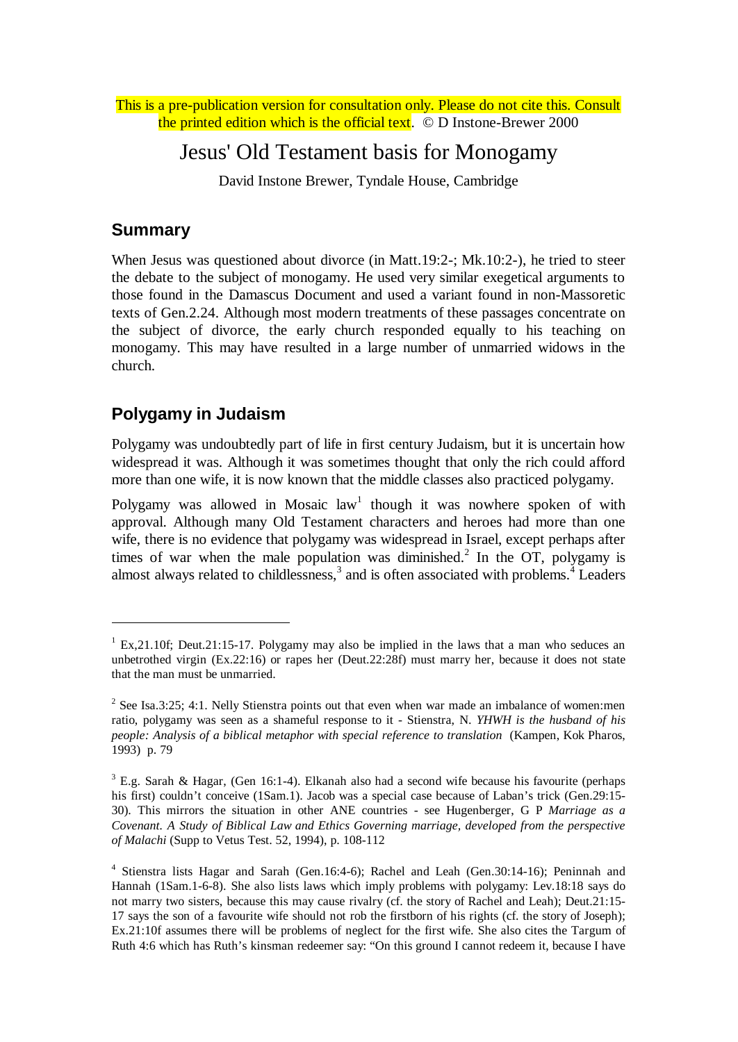This is a pre-publication version for consultation only. Please do not cite this. Consult the printed edition which is the official text. © D Instone-Brewer 2000

# Jesus' Old Testament basis for Monogamy

David Instone Brewer, Tyndale House, Cambridge

## Summary

When Jesus was questioned about divorce (in Matt.19:2-; Mk.10:2-), he tried to steer the debate to the subject of monogamy. He used very similar exegetical arguments to those found in the Damascus Document and used a variant found in non-Massoretic texts of Gen.2.24. Although most modern treatments of these passages concentrate on the subject of divorce, the early church responded equally to his teaching on monogamy. This may have resulted in a large number of unmarried widows in the church.

## Polygamy in Judaism

Polygamy was undoubtedly part of life in first century Judaism, but it is uncertain how widespread it was. Although it was sometimes thought that only the rich could afford more than one wife, it is now known that the middle classes also practiced polygamy.

Polygamy was allowed in Mosaic law[1] though it was nowhere spoken of with approval. Although many Old Testament characters and heroes had more than one wife, there is no evidence that polygamy was widespread in Israel, except perhaps after times of war when the male population was diminished.[2] In the OT, polygamy is almost always related to childlessness,[3] and is often associated with problems.[4] Leaders

---

[1] Ex,21.10f; Deut.21:15-17. Polygamy may also be implied in the laws that a man who seduces an unbetrothed virgin (Ex.22:16) or rapes her (Deut.22:28f) must marry her, because it does not state that the man must be unmarried.

[2] See Isa.3:25; 4:1. Nelly Stienstra points out that even when war made an imbalance of women:men ratio, polygamy was seen as a shameful response to it - Stienstra, N. *YHWH is the husband of his people: Analysis of a biblical metaphor with special reference to translation* (Kampen, Kok Pharos, 1993) p. 79

[3] E.g. Sarah & Hagar, (Gen 16:1-4). Elkanah also had a second wife because his favourite (perhaps his first) couldn't conceive (1Sam.1). Jacob was a special case because of Laban's trick (Gen.29:15-30). This mirrors the situation in other ANE countries - see Hugenberger, G P *Marriage as a Covenant. A Study of Biblical Law and Ethics Governing marriage, developed from the perspective of Malachi* (Supp to Vetus Test. 52, 1994), p. 108-112

[4] Stienstra lists Hagar and Sarah (Gen.16:4-6); Rachel and Leah (Gen.30:14-16); Peninnah and Hannah (1Sam.1-6-8). She also lists laws which imply problems with polygamy: Lev.18:18 says do not marry two sisters, because this may cause rivalry (cf. the story of Rachel and Leah); Deut.21:15-17 says the son of a favourite wife should not rob the firstborn of his rights (cf. the story of Joseph); Ex.21:10f assumes there will be problems of neglect for the first wife. She also cites the Targum of Ruth 4:6 which has Ruth's kinsman redeemer say: "On this ground I cannot redeem it, because I have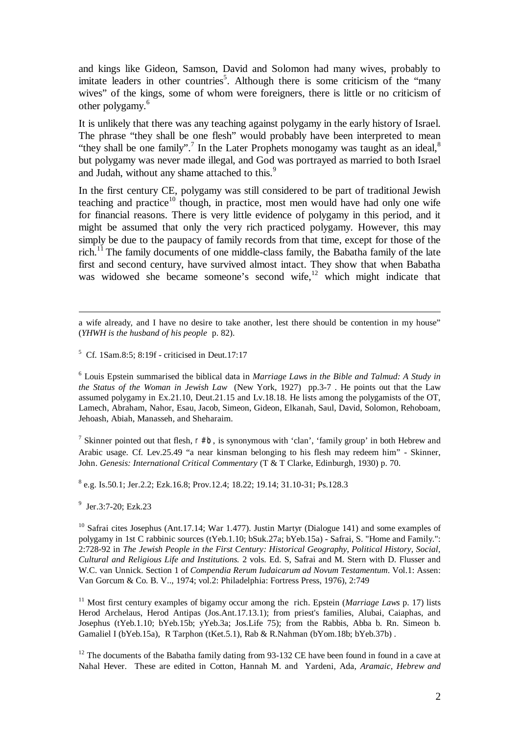and kings like Gideon, Samson, David and Solomon had many wives, probably to imitate leaders in other countries[5]. Although there is some criticism of the "many wives" of the kings, some of whom were foreigners, there is little or no criticism of other polygamy.[6]

It is unlikely that there was any teaching against polygamy in the early history of Israel. The phrase "they shall be one flesh" would probably have been interpreted to mean "they shall be one family".[7] In the Later Prophets monogamy was taught as an ideal,[8] but polygamy was never made illegal, and God was portrayed as married to both Israel and Judah, without any shame attached to this.[9]

In the first century CE, polygamy was still considered to be part of traditional Jewish teaching and practice[10] though, in practice, most men would have had only one wife for financial reasons. There is very little evidence of polygamy in this period, and it might be assumed that only the very rich practiced polygamy. However, this may simply be due to the paupacy of family records from that time, except for those of the rich.[11] The family documents of one middle-class family, the Babatha family of the late first and second century, have survived almost intact. They show that when Babatha was widowed she became someone's second wife,[12] which might indicate that

---

a wife already, and I have no desire to take another, lest there should be contention in my house" (*YHWH is the husband of his people* p. 82).

[5] Cf. 1Sam.8:5; 8:19f - criticised in Deut.17:17

[6] Louis Epstein summarised the biblical data in *Marriage Laws in the Bible and Talmud: A Study in the Status of the Woman in Jewish Law* (New York, 1927) pp.3-7 . He points out that the Law assumed polygamy in Ex.21.10, Deut.21.15 and Lv.18.18. He lists among the polygamists of the OT, Lamech, Abraham, Nahor, Esau, Jacob, Simeon, Gideon, Elkanah, Saul, David, Solomon, Rehoboam, Jehoash, Abiah, Manasseh, and Sheharaim.

[7] Skinner pointed out that flesh, r#b, is synonymous with 'clan', 'family group' in both Hebrew and Arabic usage. Cf. Lev.25.49 "a near kinsman belonging to his flesh may redeem him" - Skinner, John. *Genesis: International Critical Commentary* (T & T Clarke, Edinburgh, 1930) p. 70.

[8] e.g. Is.50.1; Jer.2.2; Ezk.16.8; Prov.12.4; 18.22; 19.14; 31.10-31; Ps.128.3

[9] Jer.3:7-20; Ezk.23

[10] Safrai cites Josephus (Ant.17.14; War 1.477). Justin Martyr (Dialogue 141) and some examples of polygamy in 1st C rabbinic sources (tYeb.1.10; bSuk.27a; bYeb.15a) - Safrai, S. "Home and Family.": 2:728-92 in *The Jewish People in the First Century: Historical Geography, Political History, Social, Cultural and Religious Life and Institutions.* 2 vols. Ed. S, Safrai and M. Stern with D. Flusser and W.C. van Unnick. Section 1 of *Compendia Rerum Iudaicarum ad Novum Testamentum*. Vol.1: Assen: Van Gorcum & Co. B. V.., 1974; vol.2: Philadelphia: Fortress Press, 1976), 2:749

[11] Most first century examples of bigamy occur among the rich. Epstein (*Marriage Laws* p. 17) lists Herod Archelaus, Herod Antipas (Jos.Ant.17.13.1); from priest's families, Alubai, Caiaphas, and Josephus (tYeb.1.10; bYeb.15b; yYeb.3a; Jos.Life 75); from the Rabbis, Abba b. Rn. Simeon b. Gamaliel I (bYeb.15a), R Tarphon (tKet.5.1), Rab & R.Nahman (bYom.18b; bYeb.37b) .

[12] The documents of the Babatha family dating from 93-132 CE have been found in found in a cave at Nahal Hever. These are edited in Cotton, Hannah M. and Yardeni, Ada, *Aramaic, Hebrew and*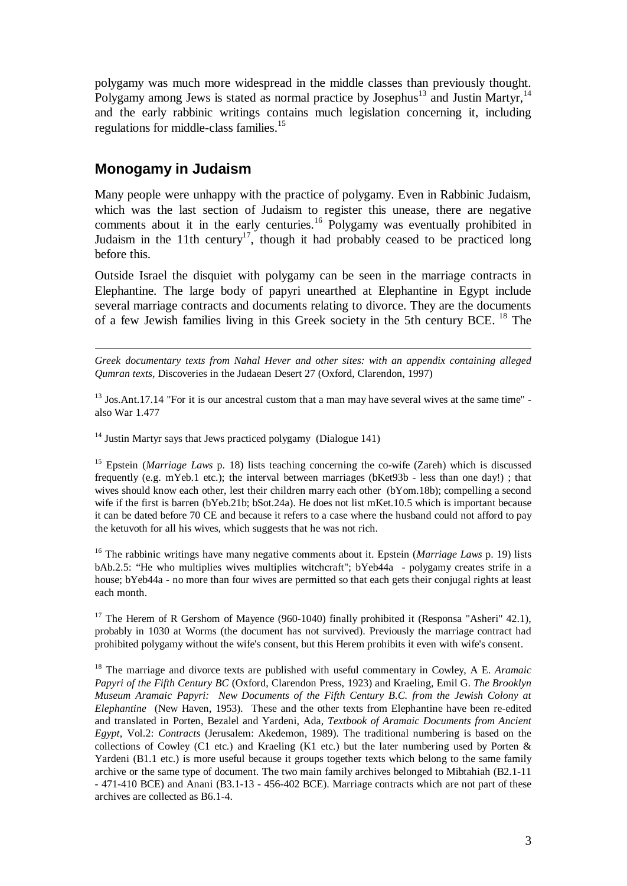polygamy was much more widespread in the middle classes than previously thought. Polygamy among Jews is stated as normal practice by Josephus[13] and Justin Martyr,[14] and the early rabbinic writings contains much legislation concerning it, including regulations for middle-class families.[15]

## Monogamy in Judaism

Many people were unhappy with the practice of polygamy. Even in Rabbinic Judaism, which was the last section of Judaism to register this unease, there are negative comments about it in the early centuries.[16] Polygamy was eventually prohibited in Judaism in the 11th century[17], though it had probably ceased to be practiced long before this.

Outside Israel the disquiet with polygamy can be seen in the marriage contracts in Elephantine. The large body of papyri unearthed at Elephantine in Egypt include several marriage contracts and documents relating to divorce. They are the documents of a few Jewish families living in this Greek society in the 5th century BCE. [18] The

---

*Greek documentary texts from Nahal Hever and other sites: with an appendix containing alleged Qumran texts*, Discoveries in the Judaean Desert 27 (Oxford, Clarendon, 1997)

[13] Jos.Ant.17.14 "For it is our ancestral custom that a man may have several wives at the same time" - also War 1.477

[14] Justin Martyr says that Jews practiced polygamy (Dialogue 141)

[15] Epstein (*Marriage Laws* p. 18) lists teaching concerning the co-wife (Zareh) which is discussed frequently (e.g. mYeb.1 etc.); the interval between marriages (bKet93b - less than one day!) ; that wives should know each other, lest their children marry each other (bYom.18b); compelling a second wife if the first is barren (bYeb.21b; bSot.24a). He does not list mKet.10.5 which is important because it can be dated before 70 CE and because it refers to a case where the husband could not afford to pay the ketuvoth for all his wives, which suggests that he was not rich.

[16] The rabbinic writings have many negative comments about it. Epstein (*Marriage Laws* p. 19) lists bAb.2.5: "He who multiplies wives multiplies witchcraft"; bYeb44a - polygamy creates strife in a house; bYeb44a - no more than four wives are permitted so that each gets their conjugal rights at least each month.

[17] The Herem of R Gershom of Mayence (960-1040) finally prohibited it (Responsa "Asheri" 42.1), probably in 1030 at Worms (the document has not survived). Previously the marriage contract had prohibited polygamy without the wife's consent, but this Herem prohibits it even with wife's consent.

[18] The marriage and divorce texts are published with useful commentary in Cowley, A E. *Aramaic Papyri of the Fifth Century BC* (Oxford, Clarendon Press, 1923) and Kraeling, Emil G. *The Brooklyn Museum Aramaic Papyri: New Documents of the Fifth Century B.C. from the Jewish Colony at Elephantine* (New Haven, 1953). These and the other texts from Elephantine have been re-edited and translated in Porten, Bezalel and Yardeni, Ada, *Textbook of Aramaic Documents from Ancient Egypt*, Vol.2: *Contracts* (Jerusalem: Akedemon, 1989). The traditional numbering is based on the collections of Cowley (C1 etc.) and Kraeling (K1 etc.) but the later numbering used by Porten & Yardeni (B1.1 etc.) is more useful because it groups together texts which belong to the same family archive or the same type of document. The two main family archives belonged to Mibtahiah (B2.1-11 - 471-410 BCE) and Anani (B3.1-13 - 456-402 BCE). Marriage contracts which are not part of these archives are collected as B6.1-4.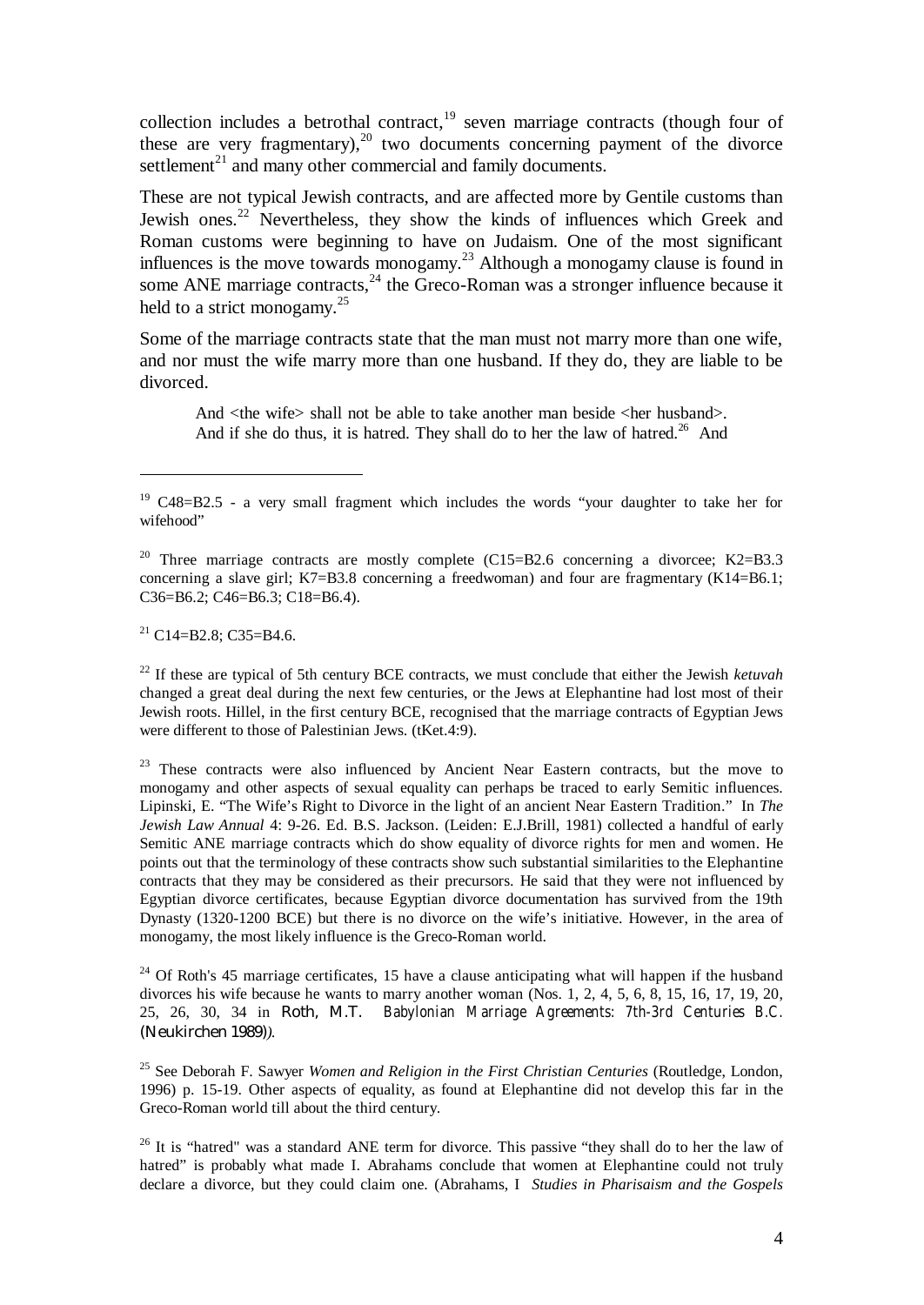collection includes a betrothal contract,[19] seven marriage contracts (though four of these are very fragmentary),[20] two documents concerning payment of the divorce settlement[21] and many other commercial and family documents.

These are not typical Jewish contracts, and are affected more by Gentile customs than Jewish ones.[22] Nevertheless, they show the kinds of influences which Greek and Roman customs were beginning to have on Judaism. One of the most significant influences is the move towards monogamy.[23] Although a monogamy clause is found in some ANE marriage contracts,[24] the Greco-Roman was a stronger influence because it held to a strict monogamy.[25]

Some of the marriage contracts state that the man must not marry more than one wife, and nor must the wife marry more than one husband. If they do, they are liable to be divorced.

> And <the wife> shall not be able to take another man beside <her husband>. And if she do thus, it is hatred. They shall do to her the law of hatred.[26] And

---

[19] C48=B2.5 - a very small fragment which includes the words "your daughter to take her for wifehood"

[20] Three marriage contracts are mostly complete (C15=B2.6 concerning a divorcee; K2=B3.3 concerning a slave girl; K7=B3.8 concerning a freedwoman) and four are fragmentary (K14=B6.1; C36=B6.2; C46=B6.3; C18=B6.4).

[21] C14=B2.8; C35=B4.6.

[22] If these are typical of 5th century BCE contracts, we must conclude that either the Jewish *ketuvah* changed a great deal during the next few centuries, or the Jews at Elephantine had lost most of their Jewish roots. Hillel, in the first century BCE, recognised that the marriage contracts of Egyptian Jews were different to those of Palestinian Jews. (tKet.4:9).

[23] These contracts were also influenced by Ancient Near Eastern contracts, but the move to monogamy and other aspects of sexual equality can perhaps be traced to early Semitic influences. Lipinski, E. "The Wife's Right to Divorce in the light of an ancient Near Eastern Tradition." In *The Jewish Law Annual* 4: 9-26. Ed. B.S. Jackson. (Leiden: E.J.Brill, 1981) collected a handful of early Semitic ANE marriage contracts which do show equality of divorce rights for men and women. He points out that the terminology of these contracts show such substantial similarities to the Elephantine contracts that they may be considered as their precursors. He said that they were not influenced by Egyptian divorce certificates, because Egyptian divorce documentation has survived from the 19th Dynasty (1320-1200 BCE) but there is no divorce on the wife's initiative. However, in the area of monogamy, the most likely influence is the Greco-Roman world.

[24] Of Roth's 45 marriage certificates, 15 have a clause anticipating what will happen if the husband divorces his wife because he wants to marry another woman (Nos. 1, 2, 4, 5, 6, 8, 15, 16, 17, 19, 20, 25, 26, 30, 34 in Roth, M.T. *Babylonian Marriage Agreements: 7th-3rd Centuries B.C.* (Neukirchen 1989)*)*.

[25] See Deborah F. Sawyer *Women and Religion in the First Christian Centuries* (Routledge, London, 1996) p. 15-19. Other aspects of equality, as found at Elephantine did not develop this far in the Greco-Roman world till about the third century.

[26] It is "hatred" was a standard ANE term for divorce. This passive "they shall do to her the law of hatred" is probably what made I. Abrahams conclude that women at Elephantine could not truly declare a divorce, but they could claim one. (Abrahams, I *Studies in Pharisaism and the Gospels*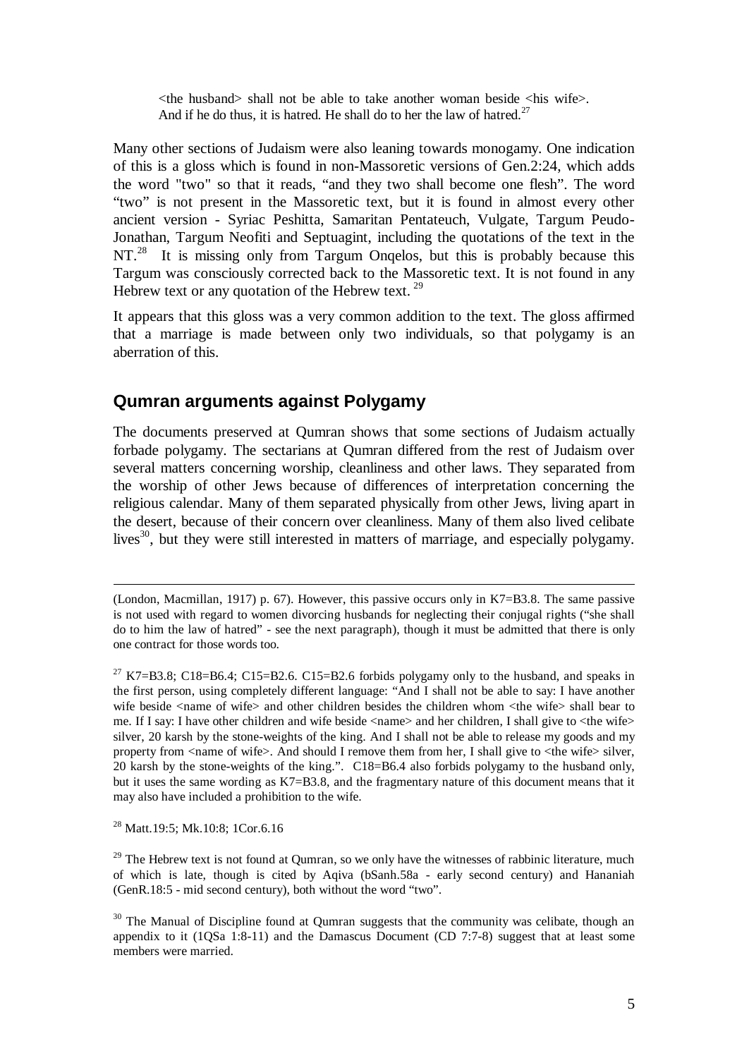> <the husband> shall not be able to take another woman beside <his wife>. And if he do thus, it is hatred. He shall do to her the law of hatred.[27]

Many other sections of Judaism were also leaning towards monogamy. One indication of this is a gloss which is found in non-Massoretic versions of Gen.2:24, which adds the word "two" so that it reads, "and they two shall become one flesh". The word "two" is not present in the Massoretic text, but it is found in almost every other ancient version - Syriac Peshitta, Samaritan Pentateuch, Vulgate, Targum Peudo-Jonathan, Targum Neofiti and Septuagint, including the quotations of the text in the NT.[28] It is missing only from Targum Onqelos, but this is probably because this Targum was consciously corrected back to the Massoretic text. It is not found in any Hebrew text or any quotation of the Hebrew text.[29]

It appears that this gloss was a very common addition to the text. The gloss affirmed that a marriage is made between only two individuals, so that polygamy is an aberration of this.

## Qumran arguments against Polygamy

The documents preserved at Qumran shows that some sections of Judaism actually forbade polygamy. The sectarians at Qumran differed from the rest of Judaism over several matters concerning worship, cleanliness and other laws. They separated from the worship of other Jews because of differences of interpretation concerning the religious calendar. Many of them separated physically from other Jews, living apart in the desert, because of their concern over cleanliness. Many of them also lived celibate lives[30], but they were still interested in matters of marriage, and especially polygamy.

---

(London, Macmillan, 1917) p. 67). However, this passive occurs only in K7=B3.8. The same passive is not used with regard to women divorcing husbands for neglecting their conjugal rights ("she shall do to him the law of hatred" - see the next paragraph), though it must be admitted that there is only one contract for those words too.

[27] K7=B3.8; C18=B6.4; C15=B2.6. C15=B2.6 forbids polygamy only to the husband, and speaks in the first person, using completely different language: "And I shall not be able to say: I have another wife beside <name of wife> and other children besides the children whom <the wife> shall bear to me. If I say: I have other children and wife beside <name> and her children, I shall give to <the wife> silver, 20 karsh by the stone-weights of the king. And I shall not be able to release my goods and my property from <name of wife>. And should I remove them from her, I shall give to <the wife> silver, 20 karsh by the stone-weights of the king.". C18=B6.4 also forbids polygamy to the husband only, but it uses the same wording as K7=B3.8, and the fragmentary nature of this document means that it may also have included a prohibition to the wife.

[28] Matt.19:5; Mk.10:8; 1Cor.6.16

[29] The Hebrew text is not found at Qumran, so we only have the witnesses of rabbinic literature, much of which is late, though is cited by Aqiva (bSanh.58a - early second century) and Hananiah (GenR.18:5 - mid second century), both without the word "two".

[30] The Manual of Discipline found at Qumran suggests that the community was celibate, though an appendix to it (1QSa 1:8-11) and the Damascus Document (CD 7:7-8) suggest that at least some members were married.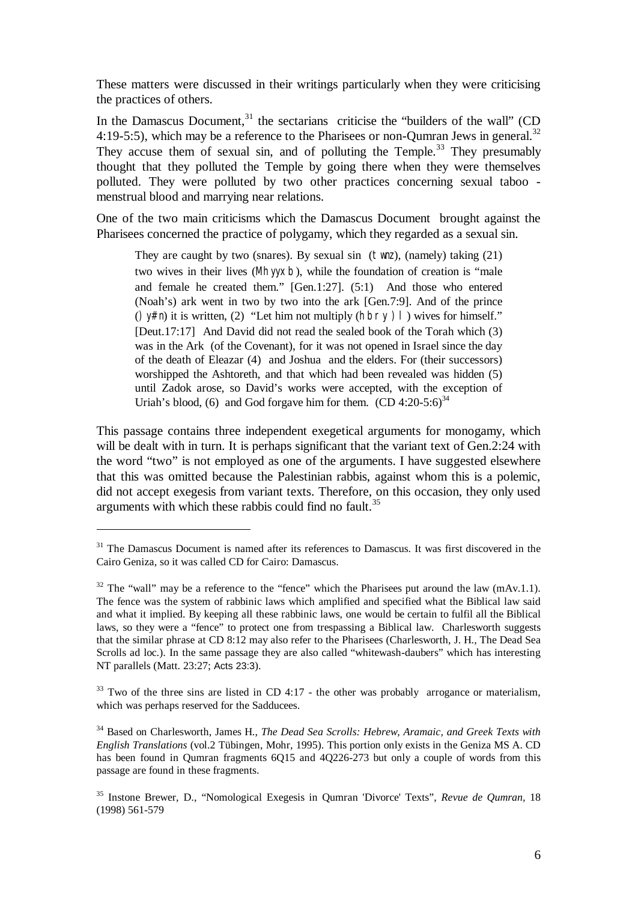These matters were discussed in their writings particularly when they were criticising the practices of others.

In the Damascus Document,[31] the sectarians criticise the "builders of the wall" (CD 4:19-5:5), which may be a reference to the Pharisees or non-Qumran Jews in general.[32] They accuse them of sexual sin, and of polluting the Temple.[33] They presumably thought that they polluted the Temple by going there when they were themselves polluted. They were polluted by two other practices concerning sexual taboo - menstrual blood and marrying near relations.

One of the two main criticisms which the Damascus Document brought against the Pharisees concerned the practice of polygamy, which they regarded as a sexual sin.

> They are caught by two (snares). By sexual sin (twnz), (namely) taking (21) two wives in their lives (Mhyyxb), while the foundation of creation is "male and female he created them." [Gen.1:27]. (5:1) And those who entered (Noah's) ark went in two by two into the ark [Gen.7:9]. And of the prince ()y#n) it is written, (2) "Let him not multiply (hbry)l) wives for himself." [Deut.17:17] And David did not read the sealed book of the Torah which (3) was in the Ark (of the Covenant), for it was not opened in Israel since the day of the death of Eleazar (4) and Joshua and the elders. For (their successors) worshipped the Ashtoreth, and that which had been revealed was hidden (5) until Zadok arose, so David's works were accepted, with the exception of Uriah's blood, (6) and God forgave him for them. (CD 4:20-5:6)[34]

This passage contains three independent exegetical arguments for monogamy, which will be dealt with in turn. It is perhaps significant that the variant text of Gen.2:24 with the word "two" is not employed as one of the arguments. I have suggested elsewhere that this was omitted because the Palestinian rabbis, against whom this is a polemic, did not accept exegesis from variant texts. Therefore, on this occasion, they only used arguments with which these rabbis could find no fault.[35]

---

[31] The Damascus Document is named after its references to Damascus. It was first discovered in the Cairo Geniza, so it was called CD for Cairo: Damascus.

[32] The "wall" may be a reference to the "fence" which the Pharisees put around the law (mAv.1.1). The fence was the system of rabbinic laws which amplified and specified what the Biblical law said and what it implied. By keeping all these rabbinic laws, one would be certain to fulfil all the Biblical laws, so they were a "fence" to protect one from trespassing a Biblical law. Charlesworth suggests that the similar phrase at CD 8:12 may also refer to the Pharisees (Charlesworth, J. H., The Dead Sea Scrolls ad loc.). In the same passage they are also called "whitewash-daubers" which has interesting NT parallels (Matt. 23:27; Acts 23:3).

[33] Two of the three sins are listed in CD 4:17 - the other was probably arrogance or materialism, which was perhaps reserved for the Sadducees.

[34] Based on Charlesworth, James H., *The Dead Sea Scrolls: Hebrew, Aramaic, and Greek Texts with English Translations* (vol.2 Tübingen, Mohr, 1995). This portion only exists in the Geniza MS A. CD has been found in Qumran fragments 6Q15 and 4Q226-273 but only a couple of words from this passage are found in these fragments.

[35] Instone Brewer, D., "Nomological Exegesis in Qumran 'Divorce' Texts", *Revue de Qumran,* 18 (1998) 561-579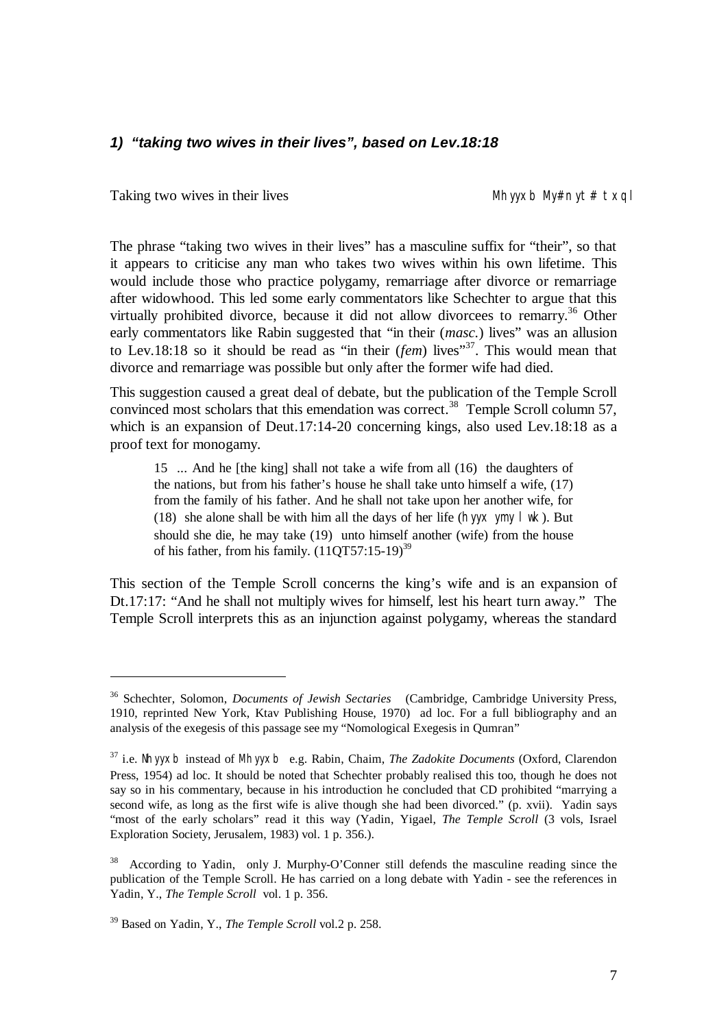### *1) "taking two wives in their lives", based on Lev.18:18*

Taking two wives in their lives Mhyyxb My#n yt# txql

The phrase "taking two wives in their lives" has a masculine suffix for "their", so that it appears to criticise any man who takes two wives within his own lifetime. This would include those who practice polygamy, remarriage after divorce or remarriage after widowhood. This led some early commentators like Schechter to argue that this virtually prohibited divorce, because it did not allow divorcees to remarry.[36] Other early commentators like Rabin suggested that "in their (*masc.*) lives" was an allusion to Lev.18:18 so it should be read as "in their (*fem*) lives"[37]. This would mean that divorce and remarriage was possible but only after the former wife had died.

This suggestion caused a great deal of debate, but the publication of the Temple Scroll convinced most scholars that this emendation was correct.[38] Temple Scroll column 57, which is an expansion of Deut.17:14-20 concerning kings, also used Lev.18:18 as a proof text for monogamy.

> 15 ... And he [the king] shall not take a wife from all (16) the daughters of the nations, but from his father's house he shall take unto himself a wife, (17) from the family of his father. And he shall not take upon her another wife, for (18) she alone shall be with him all the days of her life (hyyx ymyl wk). But should she die, he may take (19) unto himself another (wife) from the house of his father, from his family. (11QT57:15-19)[39]

This section of the Temple Scroll concerns the king's wife and is an expansion of Dt.17:17: "And he shall not multiply wives for himself, lest his heart turn away." The Temple Scroll interprets this as an injunction against polygamy, whereas the standard

---

[36] Schechter, Solomon, *Documents of Jewish Sectaries* (Cambridge, Cambridge University Press, 1910, reprinted New York, Ktav Publishing House, 1970) ad loc. For a full bibliography and an analysis of the exegesis of this passage see my "Nomological Exegesis in Qumran"

[37] i.e. Nhyyxb instead of Mhyyxb e.g. Rabin, Chaim, *The Zadokite Documents* (Oxford, Clarendon Press, 1954) ad loc. It should be noted that Schechter probably realised this too, though he does not say so in his commentary, because in his introduction he concluded that CD prohibited "marrying a second wife, as long as the first wife is alive though she had been divorced." (p. xvii). Yadin says "most of the early scholars" read it this way (Yadin, Yigael, *The Temple Scroll* (3 vols, Israel Exploration Society, Jerusalem, 1983) vol. 1 p. 356.).

[38] According to Yadin, only J. Murphy-O'Conner still defends the masculine reading since the publication of the Temple Scroll. He has carried on a long debate with Yadin - see the references in Yadin, Y., *The Temple Scroll* vol. 1 p. 356.

[39] Based on Yadin, Y., *The Temple Scroll* vol.2 p. 258.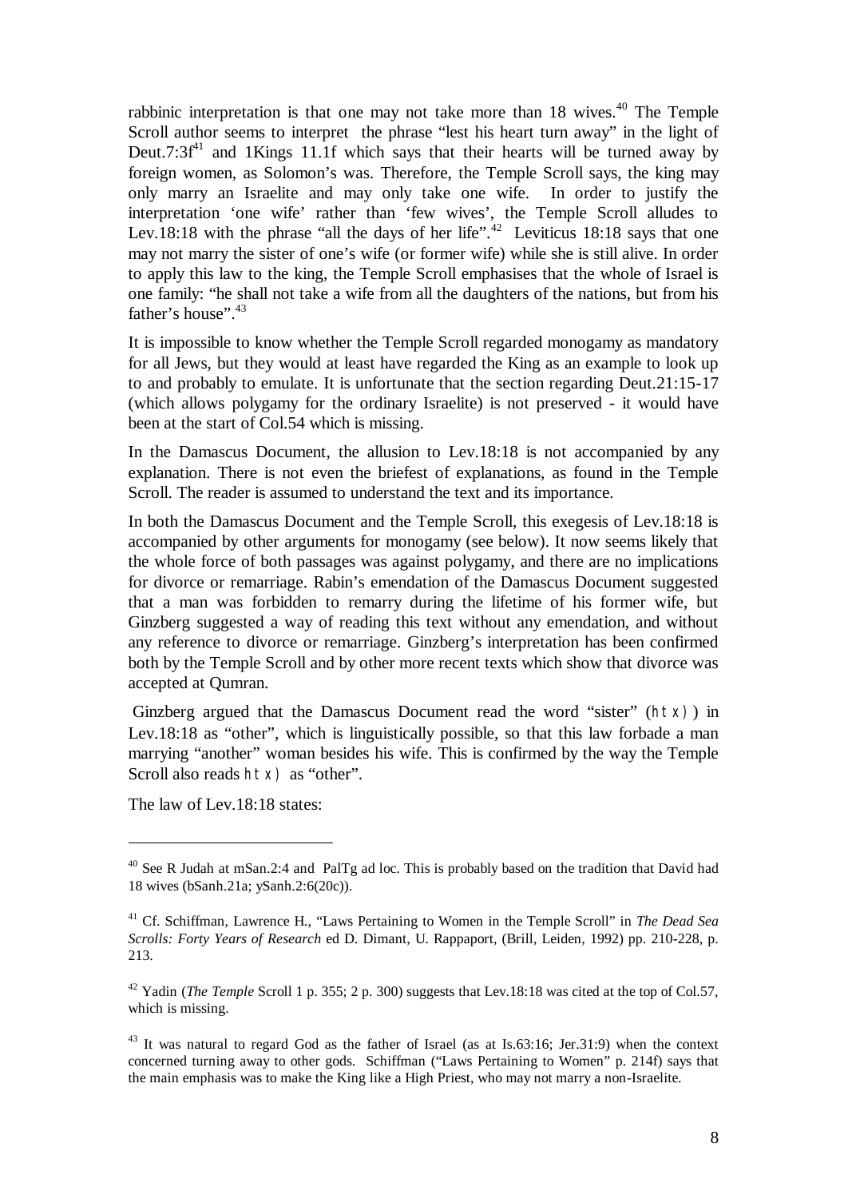rabbinic interpretation is that one may not take more than 18 wives.[40] The Temple Scroll author seems to interpret the phrase "lest his heart turn away" in the light of Deut.7:3f[41] and 1Kings 11.1f which says that their hearts will be turned away by foreign women, as Solomon's was. Therefore, the Temple Scroll says, the king may only marry an Israelite and may only take one wife. In order to justify the interpretation 'one wife' rather than 'few wives', the Temple Scroll alludes to Lev.18:18 with the phrase "all the days of her life".[42] Leviticus 18:18 says that one may not marry the sister of one's wife (or former wife) while she is still alive. In order to apply this law to the king, the Temple Scroll emphasises that the whole of Israel is one family: "he shall not take a wife from all the daughters of the nations, but from his father's house".[43]

It is impossible to know whether the Temple Scroll regarded monogamy as mandatory for all Jews, but they would at least have regarded the King as an example to look up to and probably to emulate. It is unfortunate that the section regarding Deut.21:15-17 (which allows polygamy for the ordinary Israelite) is not preserved - it would have been at the start of Col.54 which is missing.

In the Damascus Document, the allusion to Lev.18:18 is not accompanied by any explanation. There is not even the briefest of explanations, as found in the Temple Scroll. The reader is assumed to understand the text and its importance.

In both the Damascus Document and the Temple Scroll, this exegesis of Lev.18:18 is accompanied by other arguments for monogamy (see below). It now seems likely that the whole force of both passages was against polygamy, and there are no implications for divorce or remarriage. Rabin's emendation of the Damascus Document suggested that a man was forbidden to remarry during the lifetime of his former wife, but Ginzberg suggested a way of reading this text without any emendation, and without any reference to divorce or remarriage. Ginzberg's interpretation has been confirmed both by the Temple Scroll and by other more recent texts which show that divorce was accepted at Qumran.

Ginzberg argued that the Damascus Document read the word "sister" (htx)) in Lev.18:18 as "other", which is linguistically possible, so that this law forbade a man marrying "another" woman besides his wife. This is confirmed by the way the Temple Scroll also reads htx) as "other".

The law of Lev.18:18 states:

---

[40] See R Judah at mSan.2:4 and PalTg ad loc. This is probably based on the tradition that David had 18 wives (bSanh.21a; ySanh.2:6(20c)).

[41] Cf. Schiffman, Lawrence H., "Laws Pertaining to Women in the Temple Scroll" in *The Dead Sea Scrolls: Forty Years of Research* ed D. Dimant, U. Rappaport, (Brill, Leiden, 1992) pp. 210-228, p. 213.

[42] Yadin (*The Temple* Scroll 1 p. 355; 2 p. 300) suggests that Lev.18:18 was cited at the top of Col.57, which is missing.

[43] It was natural to regard God as the father of Israel (as at Is.63:16; Jer.31:9) when the context concerned turning away to other gods. Schiffman ("Laws Pertaining to Women" p. 214f) says that the main emphasis was to make the King like a High Priest, who may not marry a non-Israelite.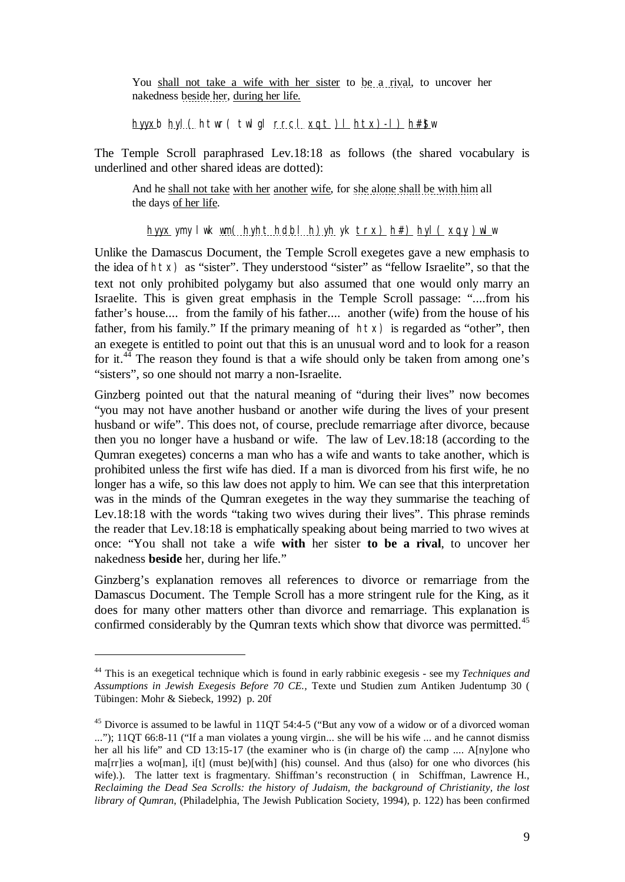You shall not take a wife with her sister to be a rival, to uncover her nakedness beside her, during her life.

hyyxb hyl( htwr( twlgl rrcl xqt )l htx)-l) h#)w

The Temple Scroll paraphrased Lev.18:18 as follows (the shared vocabulary is underlined and other shared ideas are dotted):

And he shall not take with her another wife, for she alone shall be with him all the days of her life.

hyyx ymy lwk wm( hyht hdbl h)yh yk trx) h#) hyl( xqy )wlw

Unlike the Damascus Document, the Temple Scroll exegetes gave a new emphasis to the idea of htx) as "sister". They understood "sister" as "fellow Israelite", so that the text not only prohibited polygamy but also assumed that one would only marry an Israelite. This is given great emphasis in the Temple Scroll passage: "....from his father's house.... from the family of his father.... another (wife) from the house of his father, from his family." If the primary meaning of htx) is regarded as "other", then an exegete is entitled to point out that this is an unusual word and to look for a reason for it.[44] The reason they found is that a wife should only be taken from among one's "sisters", so one should not marry a non-Israelite.

Ginzberg pointed out that the natural meaning of "during their lives" now becomes "you may not have another husband or another wife during the lives of your present husband or wife". This does not, of course, preclude remarriage after divorce, because then you no longer have a husband or wife. The law of Lev.18:18 (according to the Qumran exegetes) concerns a man who has a wife and wants to take another, which is prohibited unless the first wife has died. If a man is divorced from his first wife, he no longer has a wife, so this law does not apply to him. We can see that this interpretation was in the minds of the Qumran exegetes in the way they summarise the teaching of Lev.18:18 with the words "taking two wives during their lives". This phrase reminds the reader that Lev.18:18 is emphatically speaking about being married to two wives at once: "You shall not take a wife **with** her sister **to be a rival**, to uncover her nakedness **beside** her, during her life."

Ginzberg's explanation removes all references to divorce or remarriage from the Damascus Document. The Temple Scroll has a more stringent rule for the King, as it does for many other matters other than divorce and remarriage. This explanation is confirmed considerably by the Qumran texts which show that divorce was permitted.[45]

---

[44] This is an exegetical technique which is found in early rabbinic exegesis - see my *Techniques and Assumptions in Jewish Exegesis Before 70 CE.*, Texte und Studien zum Antiken Judentump 30 ( Tübingen: Mohr & Siebeck, 1992) p. 20f

[45] Divorce is assumed to be lawful in 11QT 54:4-5 ("But any vow of a widow or of a divorced woman ..."); 11QT 66:8-11 ("If a man violates a young virgin... she will be his wife ... and he cannot dismiss her all his life" and CD 13:15-17 (the examiner who is (in charge of) the camp .... A[ny]one who ma[rr]ies a wo[man], i[t] (must be)[with] (his) counsel. And thus (also) for one who divorces (his wife).). The latter text is fragmentary. Shiffman's reconstruction ( in Schiffman, Lawrence H., *Reclaiming the Dead Sea Scrolls: the history of Judaism, the background of Christianity, the lost library of Qumran*, (Philadelphia, The Jewish Publication Society, 1994), p. 122) has been confirmed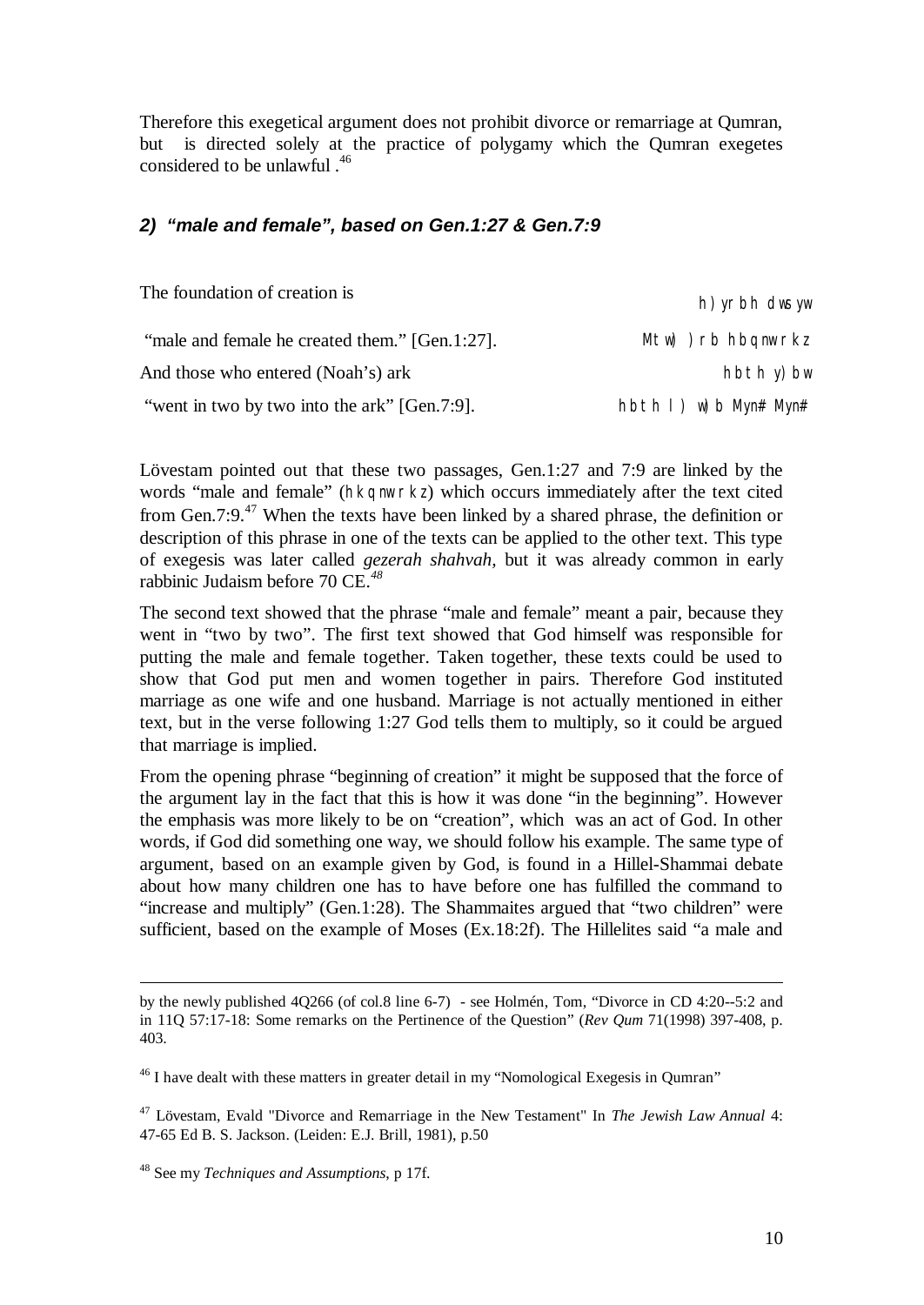Therefore this exegetical argument does not prohibit divorce or remarriage at Qumran, but is directed solely at the practice of polygamy which the Qumran exegetes considered to be unlawful .[46]

### *2) "male and female", based on Gen.1:27 & Gen.7:9*

| | |
|---|---|
| The foundation of creation is | h)yrbh dwsyw |
| "male and female he created them." [Gen.1:27]. | Mtw) )rb hbqnw rkz |
| And those who entered (Noah's) ark | hbth y)bw |
| "went in two by two into the ark" [Gen.7:9]. | hbth l) w)b Myn# Myn# |

Lövestam pointed out that these two passages, Gen.1:27 and 7:9 are linked by the words "male and female" (hbqnw rkz) which occurs immediately after the text cited from Gen.7:9.[47] When the texts have been linked by a shared phrase, the definition or description of this phrase in one of the texts can be applied to the other text. This type of exegesis was later called *gezerah shahvah,* but it was already common in early rabbinic Judaism before 70 CE.[48]

The second text showed that the phrase "male and female" meant a pair, because they went in "two by two". The first text showed that God himself was responsible for putting the male and female together. Taken together, these texts could be used to show that God put men and women together in pairs. Therefore God instituted marriage as one wife and one husband. Marriage is not actually mentioned in either text, but in the verse following 1:27 God tells them to multiply, so it could be argued that marriage is implied.

From the opening phrase "beginning of creation" it might be supposed that the force of the argument lay in the fact that this is how it was done "in the beginning". However the emphasis was more likely to be on "creation", which was an act of God. In other words, if God did something one way, we should follow his example. The same type of argument, based on an example given by God, is found in a Hillel-Shammai debate about how many children one has to have before one has fulfilled the command to "increase and multiply" (Gen.1:28). The Shammaites argued that "two children" were sufficient, based on the example of Moses (Ex.18:2f). The Hillelites said "a male and

---

by the newly published 4Q266 (of col.8 line 6-7) - see Holmén, Tom, "Divorce in CD 4:20--5:2 and in 11Q 57:17-18: Some remarks on the Pertinence of the Question" (*Rev Qum* 71(1998) 397-408, p. 403.

[46] I have dealt with these matters in greater detail in my "Nomological Exegesis in Qumran"

[47] Lövestam, Evald "Divorce and Remarriage in the New Testament" In *The Jewish Law Annual* 4: 47-65 Ed B. S. Jackson. (Leiden: E.J. Brill, 1981), p.50

[48] See my *Techniques and Assumptions,* p 17f.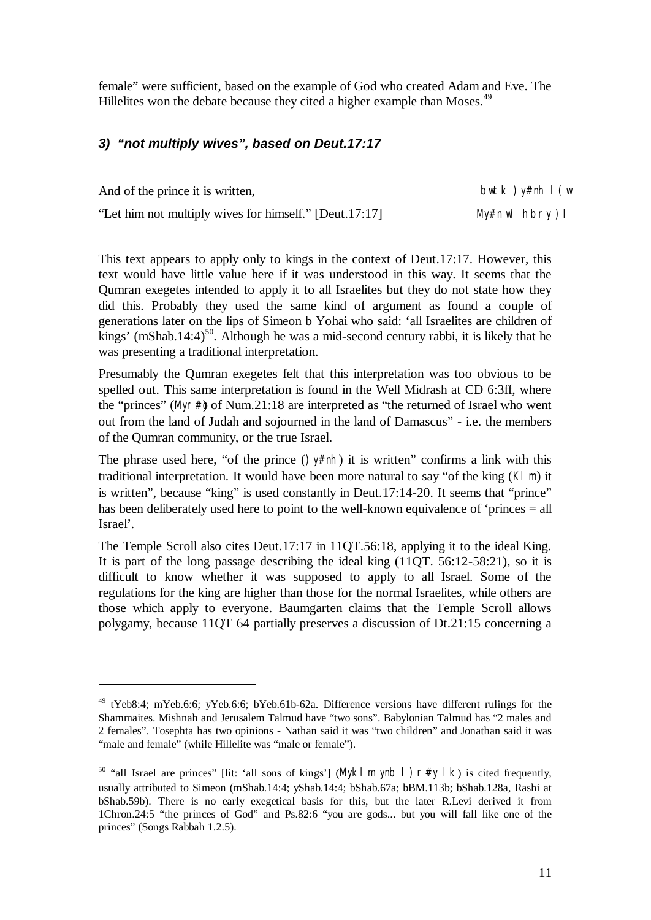female" were sufficient, based on the example of God who created Adam and Eve. The Hillelites won the debate because they cited a higher example than Moses.[49]

### *3) "not multiply wives", based on Deut.17:17*

| | |
|---|---|
| And of the prince it is written, | bwtk )y#nh l(w |
| "Let him not multiply wives for himself." [Deut.17:17] | My#nw hbry )l |

This text appears to apply only to kings in the context of Deut.17:17. However, this text would have little value here if it was understood in this way. It seems that the Qumran exegetes intended to apply it to all Israelites but they do not state how they did this. Probably they used the same kind of argument as found a couple of generations later on the lips of Simeon b Yohai who said: 'all Israelites are children of kings' (mShab.14:4)[50]. Although he was a mid-second century rabbi, it is likely that he was presenting a traditional interpretation.

Presumably the Qumran exegetes felt that this interpretation was too obvious to be spelled out. This same interpretation is found in the Well Midrash at CD 6:3ff, where the "princes" (Myr#) of Num.21:18 are interpreted as "the returned of Israel who went out from the land of Judah and sojourned in the land of Damascus" - i.e. the members of the Qumran community, or the true Israel.

The phrase used here, "of the prince ()y#nh) it is written" confirms a link with this traditional interpretation. It would have been more natural to say "of the king (Klm) it is written", because "king" is used constantly in Deut.17:14-20. It seems that "prince" has been deliberately used here to point to the well-known equivalence of 'princes = all Israel'.

The Temple Scroll also cites Deut.17:17 in 11QT.56:18, applying it to the ideal King. It is part of the long passage describing the ideal king (11QT. 56:12-58:21), so it is difficult to know whether it was supposed to apply to all Israel. Some of the regulations for the king are higher than those for the normal Israelites, while others are those which apply to everyone. Baumgarten claims that the Temple Scroll allows polygamy, because 11QT 64 partially preserves a discussion of Dt.21:15 concerning a

---

[49] tYeb8:4; mYeb.6:6; yYeb.6:6; bYeb.61b-62a. Difference versions have different rulings for the Shammaites. Mishnah and Jerusalem Talmud have "two sons". Babylonian Talmud has "2 males and 2 females". Tosephta has two opinions - Nathan said it was "two children" and Jonathan said it was "male and female" (while Hillelite was "male or female").

[50] "all Israel are princes" [lit: 'all sons of kings'] (Myklm ynb l)r#y lk) is cited frequently, usually attributed to Simeon (mShab.14:4; yShab.14:4; bShab.67a; bBM.113b; bShab.128a, Rashi at bShab.59b). There is no early exegetical basis for this, but the later R.Levi derived it from 1Chron.24:5 "the princes of God" and Ps.82:6 "you are gods... but you will fall like one of the princes" (Songs Rabbah 1.2.5).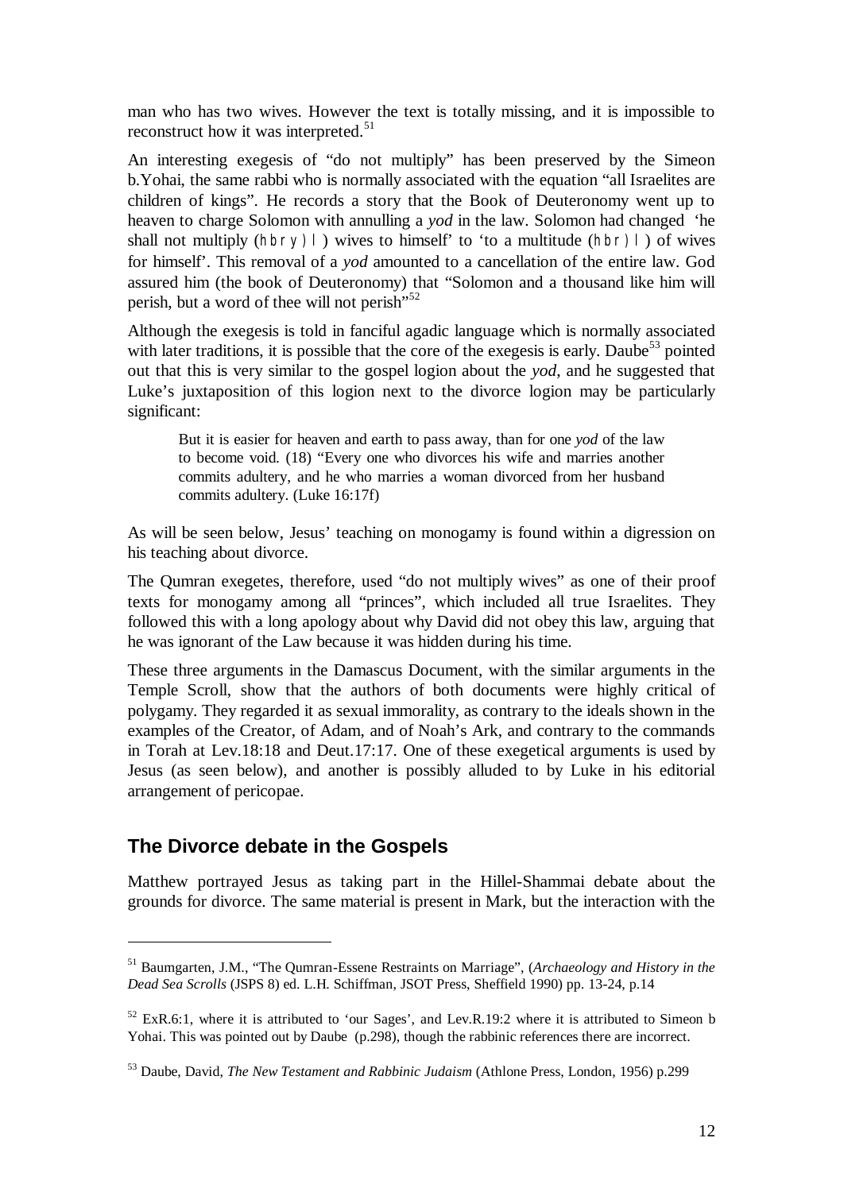man who has two wives. However the text is totally missing, and it is impossible to reconstruct how it was interpreted.[51]

An interesting exegesis of "do not multiply" has been preserved by the Simeon b.Yohai, the same rabbi who is normally associated with the equation "all Israelites are children of kings". He records a story that the Book of Deuteronomy went up to heaven to charge Solomon with annulling a *yod* in the law. Solomon had changed 'he shall not multiply (hbry)l) wives to himself' to 'to a multitude (hbr)l) of wives for himself'. This removal of a *yod* amounted to a cancellation of the entire law. God assured him (the book of Deuteronomy) that "Solomon and a thousand like him will perish, but a word of thee will not perish"[52]

Although the exegesis is told in fanciful agadic language which is normally associated with later traditions, it is possible that the core of the exegesis is early. Daube[53] pointed out that this is very similar to the gospel logion about the *yod*, and he suggested that Luke's juxtaposition of this logion next to the divorce logion may be particularly significant:

> But it is easier for heaven and earth to pass away, than for one *yod* of the law to become void. (18) "Every one who divorces his wife and marries another commits adultery, and he who marries a woman divorced from her husband commits adultery. (Luke 16:17f)

As will be seen below, Jesus' teaching on monogamy is found within a digression on his teaching about divorce.

The Qumran exegetes, therefore, used "do not multiply wives" as one of their proof texts for monogamy among all "princes", which included all true Israelites. They followed this with a long apology about why David did not obey this law, arguing that he was ignorant of the Law because it was hidden during his time.

These three arguments in the Damascus Document, with the similar arguments in the Temple Scroll, show that the authors of both documents were highly critical of polygamy. They regarded it as sexual immorality, as contrary to the ideals shown in the examples of the Creator, of Adam, and of Noah's Ark, and contrary to the commands in Torah at Lev.18:18 and Deut.17:17. One of these exegetical arguments is used by Jesus (as seen below), and another is possibly alluded to by Luke in his editorial arrangement of pericopae.

## The Divorce debate in the Gospels

Matthew portrayed Jesus as taking part in the Hillel-Shammai debate about the grounds for divorce. The same material is present in Mark, but the interaction with the

---

[51] Baumgarten, J.M., "The Qumran-Essene Restraints on Marriage", (*Archaeology and History in the Dead Sea Scrolls* (JSPS 8) ed. L.H. Schiffman, JSOT Press, Sheffield 1990) pp. 13-24, p.14

[52] ExR.6:1, where it is attributed to 'our Sages', and Lev.R.19:2 where it is attributed to Simeon b Yohai. This was pointed out by Daube (p.298), though the rabbinic references there are incorrect.

[53] Daube, David, *The New Testament and Rabbinic Judaism* (Athlone Press, London, 1956) p.299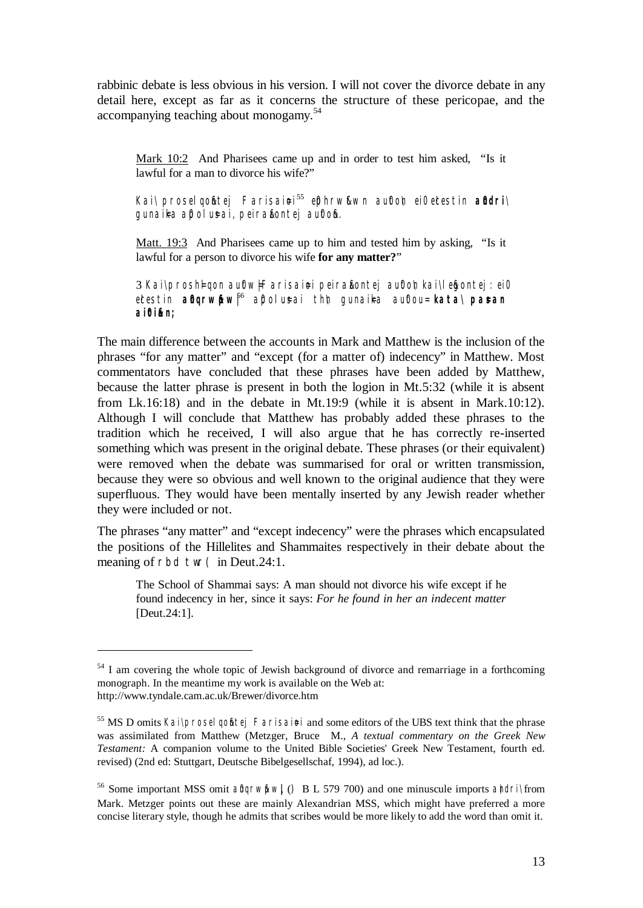rabbinic debate is less obvious in his version. I will not cover the divorce debate in any detail here, except as far as it concerns the structure of these pericopae, and the accompanying teaching about monogamy.[54]

> Mark 10:2 And Pharisees came up and in order to test him asked, "Is it lawful for a man to divorce his wife?"
>
> Kai\ proselqo&ntej Farisai=oi[55] e)phrw&twn au)to\n ei0 e1cestin **a)ndri\** gunai=ka a)polu=sai, peira&zontej au)to&n.
>
> Matt. 19:3 And Pharisees came up to him and tested him by asking, "Is it lawful for a person to divorce his wife **for any matter?**"
>
> 3 Kai\ prosh=lqon au)tw|~ Farisai=oi peira&zontej au)to\n kai\ le&gontej: ei0 e1cestin **a)nqrw&pw|**[56] a)polu=sai th\n gunai=ka au)tou= **kata\ pa=san ai0ti/an;**

The main difference between the accounts in Mark and Matthew is the inclusion of the phrases "for any matter" and "except (for a matter of) indecency" in Matthew. Most commentators have concluded that these phrases have been added by Matthew, because the latter phrase is present in both the logion in Mt.5:32 (while it is absent from Lk.16:18) and in the debate in Mt.19:9 (while it is absent in Mark.10:12). Although I will conclude that Matthew has probably added these phrases to the tradition which he received, I will also argue that he has correctly re-inserted something which was present in the original debate. These phrases (or their equivalent) were removed when the debate was summarised for oral or written transmission, because they were so obvious and well known to the original audience that they were superfluous. They would have been mentally inserted by any Jewish reader whether they were included or not.

The phrases "any matter" and "except indecency" were the phrases which encapsulated the positions of the Hillelites and Shammaites respectively in their debate about the meaning of rbd twr( in Deut.24:1.

> The School of Shammai says: A man should not divorce his wife except if he found indecency in her, since it says: *For he found in her an indecent matter* [Deut.24:1].

---

[54] I am covering the whole topic of Jewish background of divorce and remarriage in a forthcoming monograph. In the meantime my work is available on the Web at: http://www.tyndale.cam.ac.uk/Brewer/divorce.htm

[55] MS D omits Kai\ proselqo&ntej Farisai=oi and some editors of the UBS text think that the phrase was assimilated from Matthew (Metzger, Bruce M., *A textual commentary on the Greek New Testament:* A companion volume to the United Bible Societies' Greek New Testament, fourth ed. revised) (2nd ed: Stuttgart, Deutsche Bibelgesellschaf, 1994), ad loc.).

[56] Some important MSS omit a)nqrw&pw| () B L 579 700) and one minuscule imports a)ndri\ from Mark. Metzger points out these are mainly Alexandrian MSS, which might have preferred a more concise literary style, though he admits that scribes would be more likely to add the word than omit it.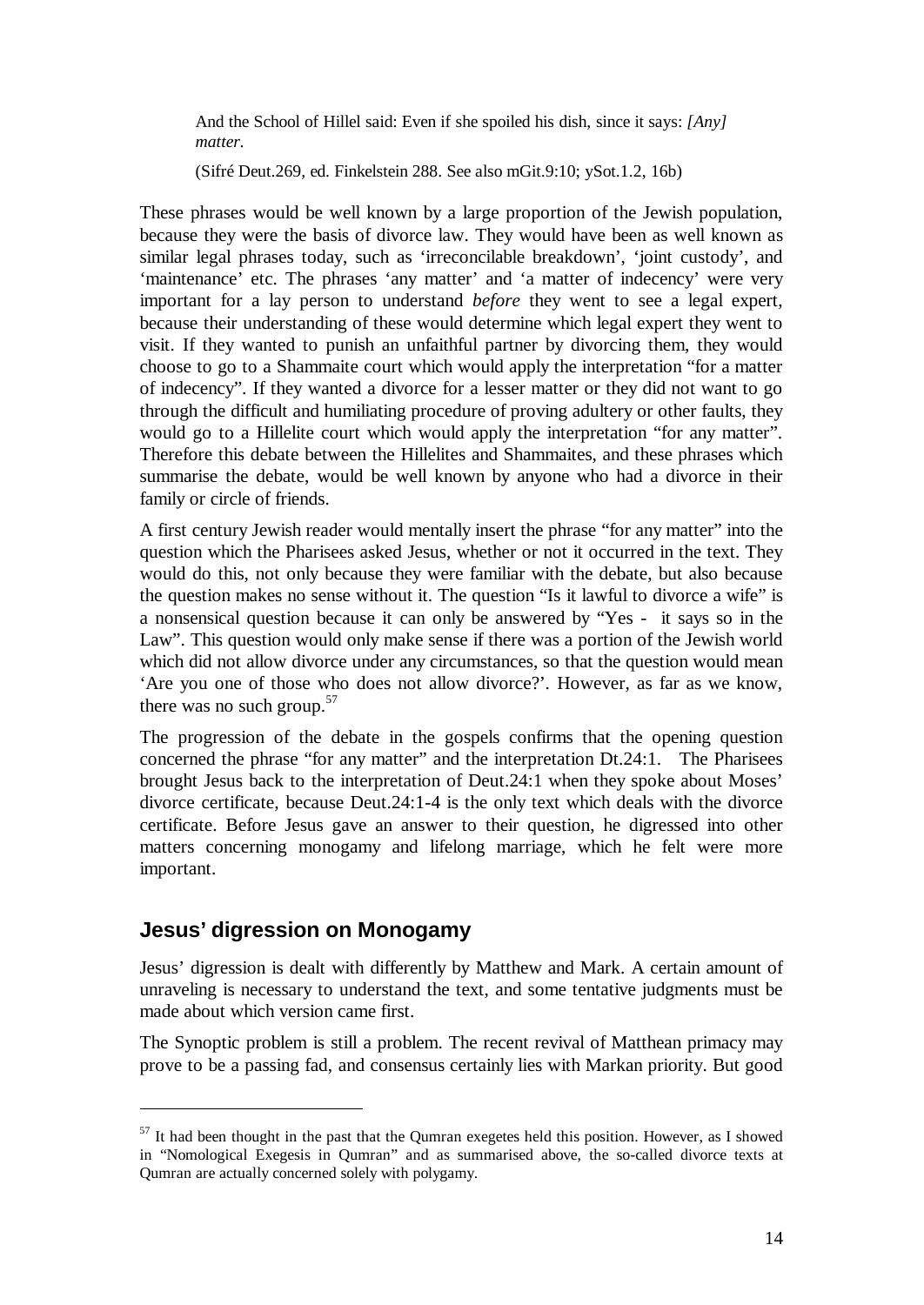> And the School of Hillel said: Even if she spoiled his dish, since it says: *[Any] matter.*
>
> (Sifré Deut.269, ed. Finkelstein 288. See also mGit.9:10; ySot.1.2, 16b)

These phrases would be well known by a large proportion of the Jewish population, because they were the basis of divorce law. They would have been as well known as similar legal phrases today, such as 'irreconcilable breakdown', 'joint custody', and 'maintenance' etc. The phrases 'any matter' and 'a matter of indecency' were very important for a lay person to understand *before* they went to see a legal expert, because their understanding of these would determine which legal expert they went to visit. If they wanted to punish an unfaithful partner by divorcing them, they would choose to go to a Shammaite court which would apply the interpretation "for a matter of indecency". If they wanted a divorce for a lesser matter or they did not want to go through the difficult and humiliating procedure of proving adultery or other faults, they would go to a Hillelite court which would apply the interpretation "for any matter". Therefore this debate between the Hillelites and Shammaites, and these phrases which summarise the debate, would be well known by anyone who had a divorce in their family or circle of friends.

A first century Jewish reader would mentally insert the phrase "for any matter" into the question which the Pharisees asked Jesus, whether or not it occurred in the text. They would do this, not only because they were familiar with the debate, but also because the question makes no sense without it. The question "Is it lawful to divorce a wife" is a nonsensical question because it can only be answered by "Yes - it says so in the Law". This question would only make sense if there was a portion of the Jewish world which did not allow divorce under any circumstances, so that the question would mean 'Are you one of those who does not allow divorce?'. However, as far as we know, there was no such group.[57]

The progression of the debate in the gospels confirms that the opening question concerned the phrase "for any matter" and the interpretation Dt.24:1. The Pharisees brought Jesus back to the interpretation of Deut.24:1 when they spoke about Moses' divorce certificate, because Deut.24:1-4 is the only text which deals with the divorce certificate. Before Jesus gave an answer to their question, he digressed into other matters concerning monogamy and lifelong marriage, which he felt were more important.

## Jesus' digression on Monogamy

Jesus' digression is dealt with differently by Matthew and Mark. A certain amount of unraveling is necessary to understand the text, and some tentative judgments must be made about which version came first.

The Synoptic problem is still a problem. The recent revival of Matthean primacy may prove to be a passing fad, and consensus certainly lies with Markan priority. But good

[57] It had been thought in the past that the Qumran exegetes held this position. However, as I showed in "Nomological Exegesis in Qumran" and as summarised above, the so-called divorce texts at Qumran are actually concerned solely with polygamy.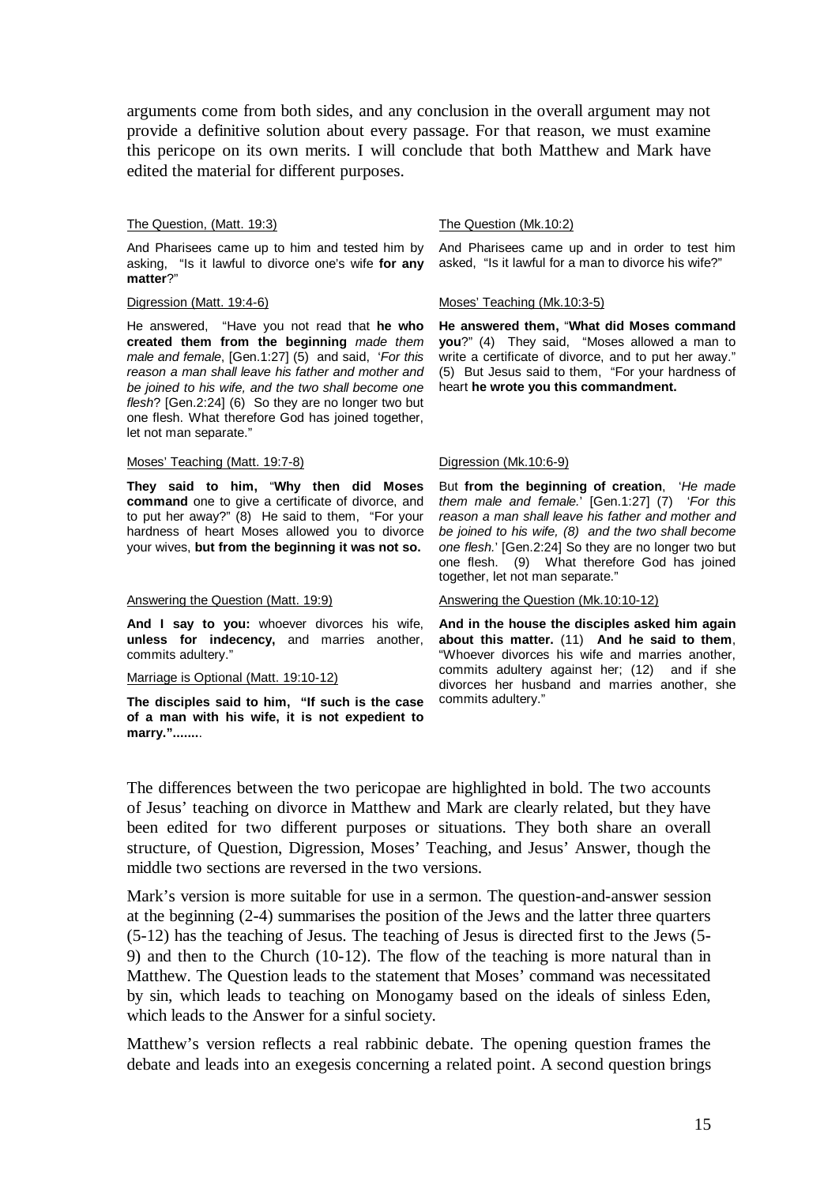arguments come from both sides, and any conclusion in the overall argument may not provide a definitive solution about every passage. For that reason, we must examine this pericope on its own merits. I will conclude that both Matthew and Mark have edited the material for different purposes.

| | |
|---|---|
| The Question, (Matt. 19:3) | The Question (Mk.10:2) |
| And Pharisees came up to him and tested him by asking, "Is it lawful to divorce one's wife **for any matter**?" | And Pharisees came up and in order to test him asked, "Is it lawful for a man to divorce his wife?" |
| Digression (Matt. 19:4-6) | Moses' Teaching (Mk.10:3-5) |
| He answered, "Have you not read that **he who created them from the beginning** *made them male and female*, [Gen.1:27] (5) and said, '*For this reason a man shall leave his father and mother and be joined to his wife, and the two shall become one flesh*? [Gen.2:24] (6) So they are no longer two but one flesh. What therefore God has joined together, let not man separate." | **He answered them,** "**What did Moses command you**?" (4) They said, "Moses allowed a man to write a certificate of divorce, and to put her away." (5) But Jesus said to them, "For your hardness of heart **he wrote you this commandment.** |
| Moses' Teaching (Matt. 19:7-8) | Digression (Mk.10:6-9) |
| **They said to him,** "**Why then did Moses command** one to give a certificate of divorce, and to put her away?" (8) He said to them, "For your hardness of heart Moses allowed you to divorce your wives, **but from the beginning it was not so.** | But **from the beginning of creation**, '*He made them male and female.*' [Gen.1:27] (7) '*For this reason a man shall leave his father and mother and be joined to his wife, (8) and the two shall become one flesh.*' [Gen.2:24] So they are no longer two but one flesh. (9) What therefore God has joined together, let not man separate." |
| Answering the Question (Matt. 19:9) | Answering the Question (Mk.10:10-12) |
| **And I say to you:** whoever divorces his wife, **unless for indecency,** and marries another, commits adultery." | **And in the house the disciples asked him again about this matter.** (11) **And he said to them**, "Whoever divorces his wife and marries another, commits adultery against her; (12) and if she divorces her husband and marries another, she commits adultery." |
| Marriage is Optional (Matt. 19:10-12) | |
| **The disciples said to him, "If such is the case of a man with his wife, it is not expedient to marry."**....... | |

The differences between the two pericopae are highlighted in bold. The two accounts of Jesus' teaching on divorce in Matthew and Mark are clearly related, but they have been edited for two different purposes or situations. They both share an overall structure, of Question, Digression, Moses' Teaching, and Jesus' Answer, though the middle two sections are reversed in the two versions.

Mark's version is more suitable for use in a sermon. The question-and-answer session at the beginning (2-4) summarises the position of the Jews and the latter three quarters (5-12) has the teaching of Jesus. The teaching of Jesus is directed first to the Jews (5-9) and then to the Church (10-12). The flow of the teaching is more natural than in Matthew. The Question leads to the statement that Moses' command was necessitated by sin, which leads to teaching on Monogamy based on the ideals of sinless Eden, which leads to the Answer for a sinful society.

Matthew's version reflects a real rabbinic debate. The opening question frames the debate and leads into an exegesis concerning a related point. A second question brings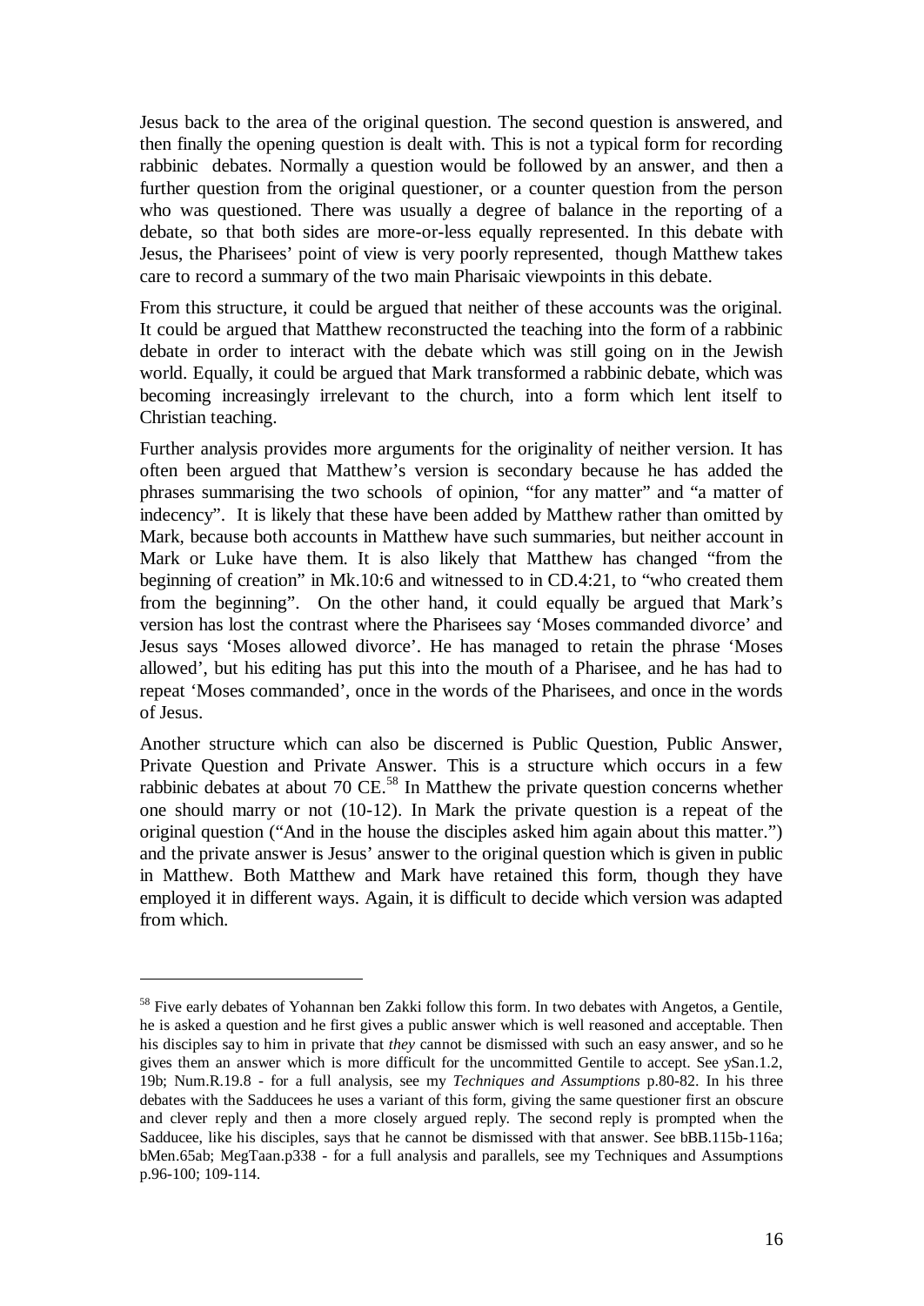Jesus back to the area of the original question. The second question is answered, and then finally the opening question is dealt with. This is not a typical form for recording rabbinic debates. Normally a question would be followed by an answer, and then a further question from the original questioner, or a counter question from the person who was questioned. There was usually a degree of balance in the reporting of a debate, so that both sides are more-or-less equally represented. In this debate with Jesus, the Pharisees' point of view is very poorly represented, though Matthew takes care to record a summary of the two main Pharisaic viewpoints in this debate.

From this structure, it could be argued that neither of these accounts was the original. It could be argued that Matthew reconstructed the teaching into the form of a rabbinic debate in order to interact with the debate which was still going on in the Jewish world. Equally, it could be argued that Mark transformed a rabbinic debate, which was becoming increasingly irrelevant to the church, into a form which lent itself to Christian teaching.

Further analysis provides more arguments for the originality of neither version. It has often been argued that Matthew's version is secondary because he has added the phrases summarising the two schools of opinion, "for any matter" and "a matter of indecency". It is likely that these have been added by Matthew rather than omitted by Mark, because both accounts in Matthew have such summaries, but neither account in Mark or Luke have them. It is also likely that Matthew has changed "from the beginning of creation" in Mk.10:6 and witnessed to in CD.4:21, to "who created them from the beginning". On the other hand, it could equally be argued that Mark's version has lost the contrast where the Pharisees say 'Moses commanded divorce' and Jesus says 'Moses allowed divorce'. He has managed to retain the phrase 'Moses allowed', but his editing has put this into the mouth of a Pharisee, and he has had to repeat 'Moses commanded', once in the words of the Pharisees, and once in the words of Jesus.

Another structure which can also be discerned is Public Question, Public Answer, Private Question and Private Answer. This is a structure which occurs in a few rabbinic debates at about 70 CE.[58] In Matthew the private question concerns whether one should marry or not (10-12). In Mark the private question is a repeat of the original question ("And in the house the disciples asked him again about this matter.") and the private answer is Jesus' answer to the original question which is given in public in Matthew. Both Matthew and Mark have retained this form, though they have employed it in different ways. Again, it is difficult to decide which version was adapted from which.

---

[58] Five early debates of Yohannan ben Zakki follow this form. In two debates with Angetos, a Gentile, he is asked a question and he first gives a public answer which is well reasoned and acceptable. Then his disciples say to him in private that *they* cannot be dismissed with such an easy answer, and so he gives them an answer which is more difficult for the uncommitted Gentile to accept. See ySan.1.2, 19b; Num.R.19.8 - for a full analysis, see my *Techniques and Assumptions* p.80-82. In his three debates with the Sadducees he uses a variant of this form, giving the same questioner first an obscure and clever reply and then a more closely argued reply. The second reply is prompted when the Sadducee, like his disciples, says that he cannot be dismissed with that answer. See bBB.115b-116a; bMen.65ab; MegTaan.p338 - for a full analysis and parallels, see my Techniques and Assumptions p.96-100; 109-114.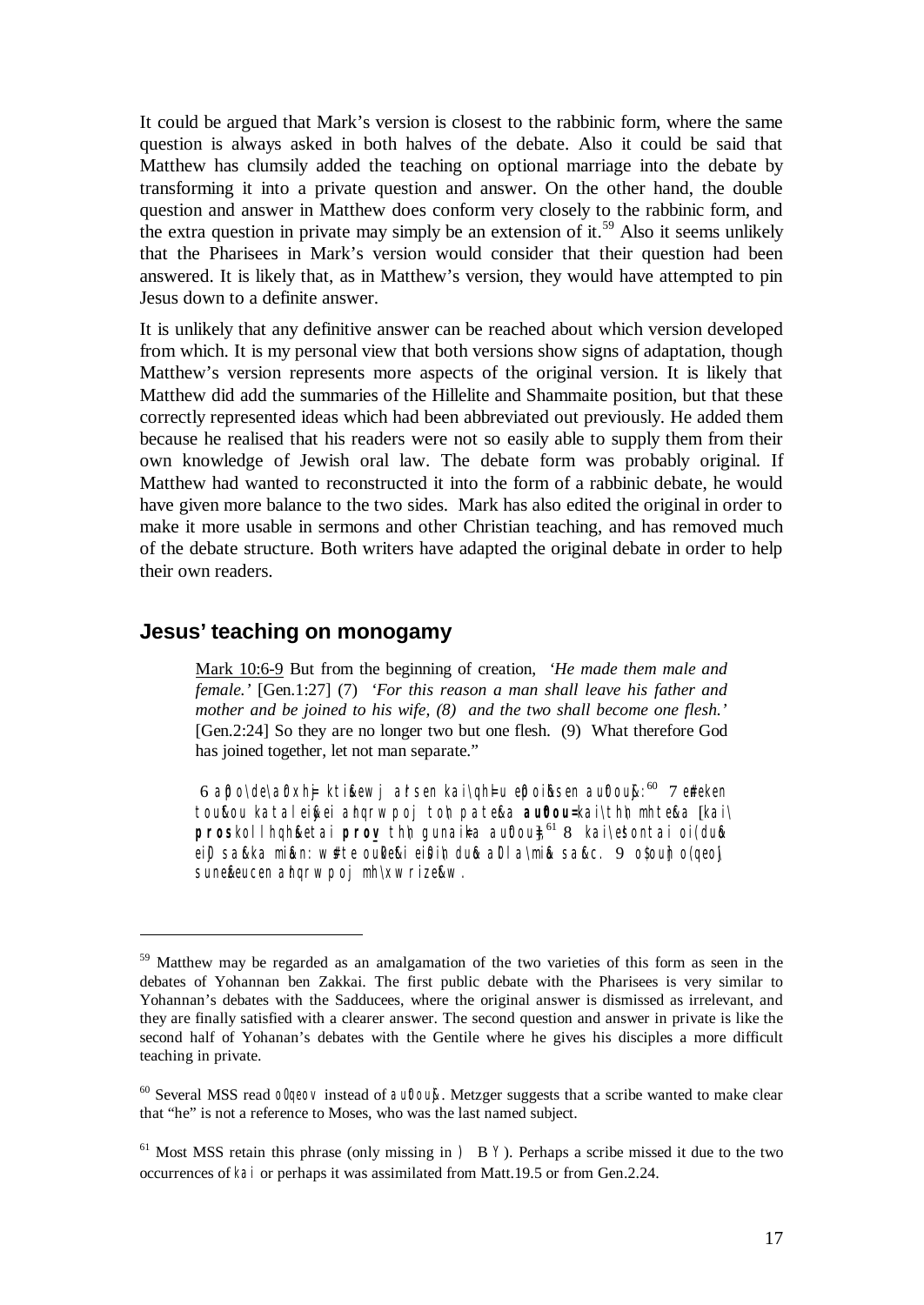It could be argued that Mark's version is closest to the rabbinic form, where the same question is always asked in both halves of the debate. Also it could be said that Matthew has clumsily added the teaching on optional marriage into the debate by transforming it into a private question and answer. On the other hand, the double question and answer in Matthew does conform very closely to the rabbinic form, and the extra question in private may simply be an extension of it.[59] Also it seems unlikely that the Pharisees in Mark's version would consider that their question had been answered. It is likely that, as in Matthew's version, they would have attempted to pin Jesus down to a definite answer.

It is unlikely that any definitive answer can be reached about which version developed from which. It is my personal view that both versions show signs of adaptation, though Matthew's version represents more aspects of the original version. It is likely that Matthew did add the summaries of the Hillelite and Shammaite position, but that these correctly represented ideas which had been abbreviated out previously. He added them because he realised that his readers were not so easily able to supply them from their own knowledge of Jewish oral law. The debate form was probably original. If Matthew had wanted to reconstructed it into the form of a rabbinic debate, he would have given more balance to the two sides. Mark has also edited the original in order to make it more usable in sermons and other Christian teaching, and has removed much of the debate structure. Both writers have adapted the original debate in order to help their own readers.

## Jesus' teaching on monogamy

> Mark 10:6-9 But from the beginning of creation, *'He made them male and female.'* [Gen.1:27] (7) *'For this reason a man shall leave his father and mother and be joined to his wife, (8) and the two shall become one flesh.'* [Gen.2:24] So they are no longer two but one flesh. (9) What therefore God has joined together, let not man separate."
>
> 6 a)po\ de\ a)rxh=j kti/sewj a!rsen kai\ qh=lu e)poi/hsen au)tou/j:[60] 7 e#neken tou/tou katalei/yei a!nqrwpoj to\n pate/ra **au)tou=** kai\ th\n mhte/ra [kai\ **proskollhqh/setai pro\j** th\n gunai=ka au)tou=],[61] 8 kai\ e!sontai oi( du/o ei)j sa/rka mi/an: w#ste ou)ke/ti ei)si\n du/o a)lla\ mi/a sa/rc. 9 o$ ou}n o( qeo\j sune/zeucen a!nqrwpoj mh\ xwrize/tw.

---

[59] Matthew may be regarded as an amalgamation of the two varieties of this form as seen in the debates of Yohannan ben Zakkai. The first public debate with the Pharisees is very similar to Yohannan's debates with the Sadducees, where the original answer is dismissed as irrelevant, and they are finally satisfied with a clearer answer. The second question and answer in private is like the second half of Yohanan's debates with the Gentile where he gives his disciples a more difficult teaching in private.

[60] Several MSS read o( qeo/v instead of au)tou/j. Metzger suggests that a scribe wanted to make clear that "he" is not a reference to Moses, who was the last named subject.

[61] Most MSS retain this phrase (only missing in ) B Y). Perhaps a scribe missed it due to the two occurrences of kai or perhaps it was assimilated from Matt.19.5 or from Gen.2.24.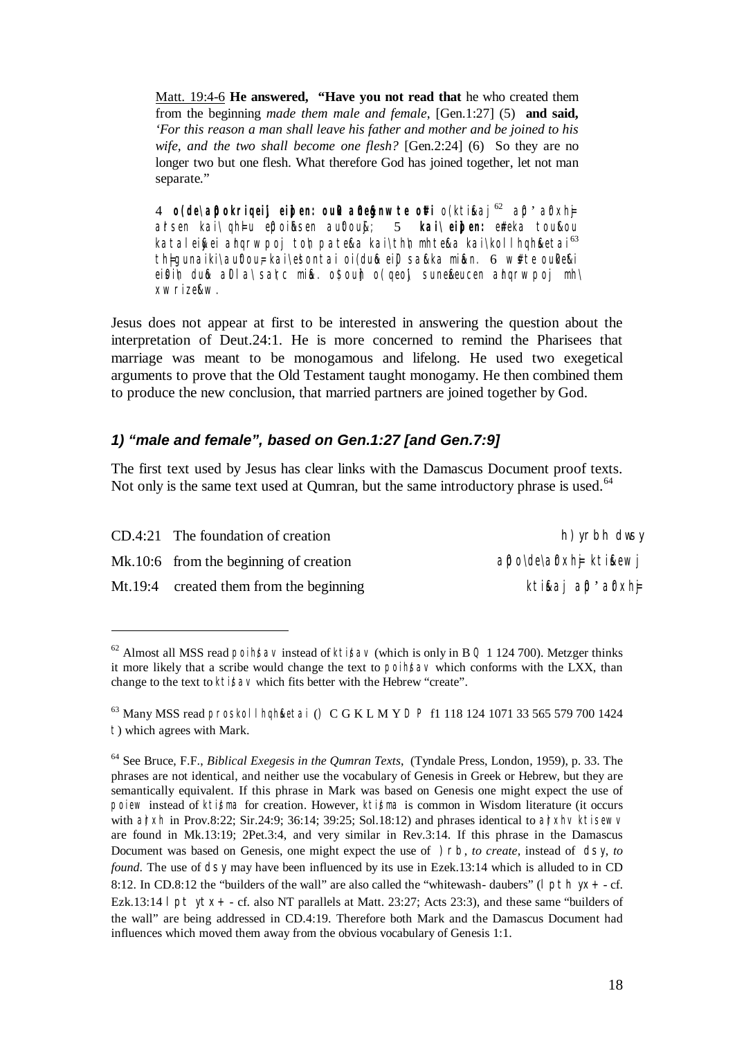Matt. 19:4-6 **He answered, "Have you not read that** he who created them from the beginning *made them male and female*, [Gen.1:27] (5) **and said,** *'For this reason a man shall leave his father and mother and be joined to his wife, and the two shall become one flesh?* [Gen.2:24] (6) So they are no longer two but one flesh. What therefore God has joined together, let not man separate."

4 **o(de\a)pokriqei\j ei)=pen: ou)k a)ne/gnwte o(/ti** o( kti/saj[62] a)p' a)rxh=j a)/rsen kai\ qh=lu e)poi/hsen au)tou/j; 5 **kai\ ei)=pen:** e(/neka tou/tou katalei/yei a)/nqrwpoj to\n pate/ra kai\ th\n mhte/ra kai\ kollhqh/setai[63] th=| gunaiki\ au)tou=, kai\ e)/sontai oi( du/o ei)j sa/rka mi/an. 6 w(/ste ou)ke/ti ei)si\n du/o a)lla\ sa\rc mi/a. o(\ ou)=n o( qeo\j sune/zeucen a)/nqrwpoj mh\ xwrize/tw.

Jesus does not appear at first to be interested in answering the question about the interpretation of Deut.24:1. He is more concerned to remind the Pharisees that marriage was meant to be monogamous and lifelong. He used two exegetical arguments to prove that the Old Testament taught monogamy. He then combined them to produce the new conclusion, that married partners are joined together by God.

### *1) "male and female", based on Gen.1:27 [and Gen.7:9]*

The first text used by Jesus has clear links with the Damascus Document proof texts. Not only is the same text used at Qumran, but the same introductory phrase is used.[64]

| | | |
|---|---|---|
| CD.4:21 | The foundation of creation | h)yrbh dwsy |
| Mk.10:6 | from the beginning of creation | a)po\ de\ a)rxh=j kti/sewj |
| Mt.19:4 | created them from the beginning | kti/saj a)p' a)rxh=j |

[62] Almost all MSS read poih/sav instead of kti/sav (which is only in B Q 1 124 700). Metzger thinks it more likely that a scribe would change the text to poih/sav which conforms with the LXX, than change to the text to kti/sav which fits better with the Hebrew "create".

[63] Many MSS read proskollhqh/setai () C G K L M Y D P f1 118 124 1071 33 565 579 700 1424 t) which agrees with Mark.

[64] See Bruce, F.F., *Biblical Exegesis in the Qumran Texts*, (Tyndale Press, London, 1959), p. 33. The phrases are not identical, and neither use the vocabulary of Genesis in Greek or Hebrew, but they are semantically equivalent. If this phrase in Mark was based on Genesis one might expect the use of poiew instead of kti/sma for creation. However, kti/sma is common in Wisdom literature (it occurs with a)rxh in Prov.8:22; Sir.24:9; 36:14; 39:25; Sol.18:12) and phrases identical to a)rxhv ktisewv are found in Mk.13:19; 2Pet.3:4, and very similar in Rev.3:14. If this phrase in the Damascus Document was based on Genesis, one might expect the use of )rb, *to create*, instead of dsy, *to found*. The use of dsy may have been influenced by its use in Ezek.13:14 which is alluded to in CD 8:12. In CD.8:12 the "builders of the wall" are also called the "whitewash- daubers" (lpth yx+ - cf. Ezk.13:14 lpt ytx+ - cf. also NT parallels at Matt. 23:27; Acts 23:3), and these same "builders of the wall" are being addressed in CD.4:19. Therefore both Mark and the Damascus Document had influences which moved them away from the obvious vocabulary of Genesis 1:1.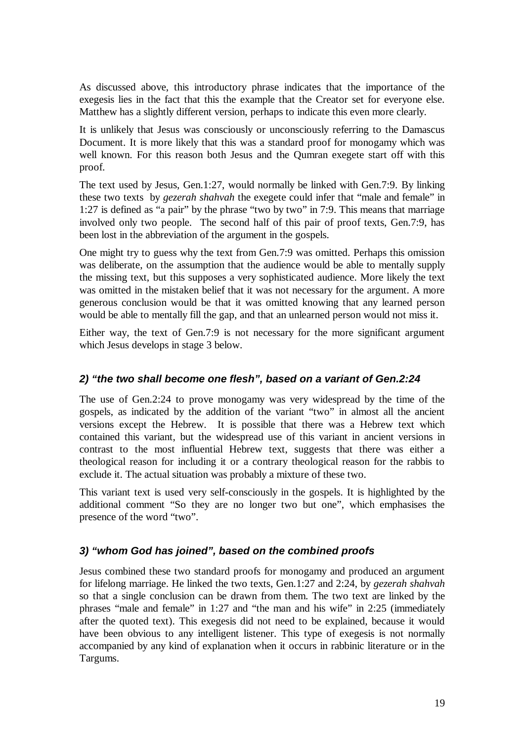As discussed above, this introductory phrase indicates that the importance of the exegesis lies in the fact that this the example that the Creator set for everyone else. Matthew has a slightly different version, perhaps to indicate this even more clearly.

It is unlikely that Jesus was consciously or unconsciously referring to the Damascus Document. It is more likely that this was a standard proof for monogamy which was well known. For this reason both Jesus and the Qumran exegete start off with this proof.

The text used by Jesus, Gen.1:27, would normally be linked with Gen.7:9. By linking these two texts by *gezerah shahvah* the exegete could infer that "male and female" in 1:27 is defined as "a pair" by the phrase "two by two" in 7:9. This means that marriage involved only two people. The second half of this pair of proof texts, Gen.7:9, has been lost in the abbreviation of the argument in the gospels.

One might try to guess why the text from Gen.7:9 was omitted. Perhaps this omission was deliberate, on the assumption that the audience would be able to mentally supply the missing text, but this supposes a very sophisticated audience. More likely the text was omitted in the mistaken belief that it was not necessary for the argument. A more generous conclusion would be that it was omitted knowing that any learned person would be able to mentally fill the gap, and that an unlearned person would not miss it.

Either way, the text of Gen.7:9 is not necessary for the more significant argument which Jesus develops in stage 3 below.

### *2) "the two shall become one flesh", based on a variant of Gen.2:24*

The use of Gen.2:24 to prove monogamy was very widespread by the time of the gospels, as indicated by the addition of the variant "two" in almost all the ancient versions except the Hebrew. It is possible that there was a Hebrew text which contained this variant, but the widespread use of this variant in ancient versions in contrast to the most influential Hebrew text, suggests that there was either a theological reason for including it or a contrary theological reason for the rabbis to exclude it. The actual situation was probably a mixture of these two.

This variant text is used very self-consciously in the gospels. It is highlighted by the additional comment "So they are no longer two but one", which emphasises the presence of the word "two".

### *3) "whom God has joined", based on the combined proofs*

Jesus combined these two standard proofs for monogamy and produced an argument for lifelong marriage. He linked the two texts, Gen.1:27 and 2:24, by *gezerah shahvah* so that a single conclusion can be drawn from them. The two text are linked by the phrases "male and female" in 1:27 and "the man and his wife" in 2:25 (immediately after the quoted text). This exegesis did not need to be explained, because it would have been obvious to any intelligent listener. This type of exegesis is not normally accompanied by any kind of explanation when it occurs in rabbinic literature or in the Targums.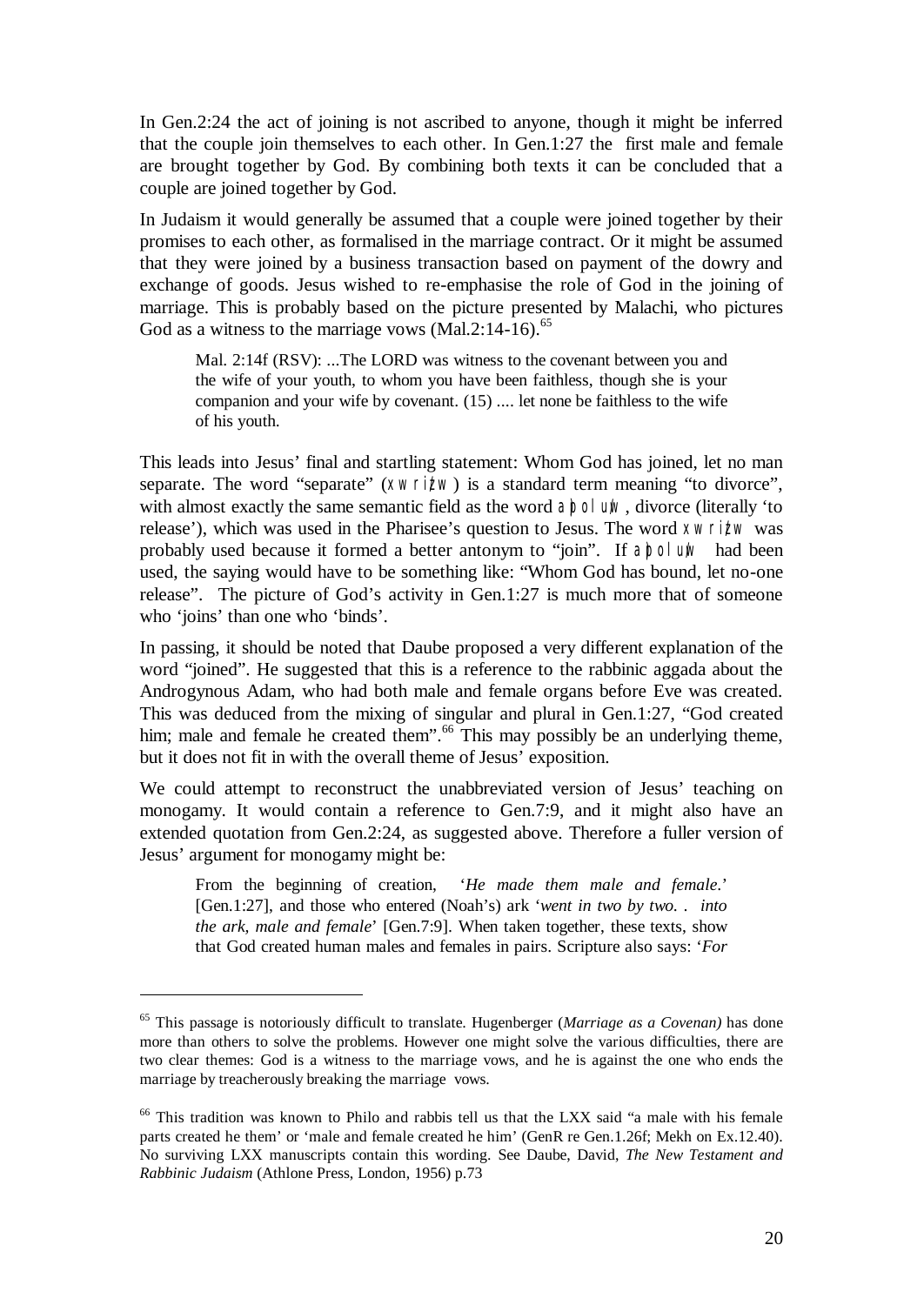In Gen.2:24 the act of joining is not ascribed to anyone, though it might be inferred that the couple join themselves to each other. In Gen.1:27 the first male and female are brought together by God. By combining both texts it can be concluded that a couple are joined together by God.

In Judaism it would generally be assumed that a couple were joined together by their promises to each other, as formalised in the marriage contract. Or it might be assumed that they were joined by a business transaction based on payment of the dowry and exchange of goods. Jesus wished to re-emphasise the role of God in the joining of marriage. This is probably based on the picture presented by Malachi, who pictures God as a witness to the marriage vows (Mal.2:14-16).[65]

> Mal. 2:14f (RSV): ...The LORD was witness to the covenant between you and the wife of your youth, to whom you have been faithless, though she is your companion and your wife by covenant. (15) .... let none be faithless to the wife of his youth.

This leads into Jesus' final and startling statement: Whom God has joined, let no man separate. The word "separate" (χωρίζω) is a standard term meaning "to divorce", with almost exactly the same semantic field as the word ἀπολύω, divorce (literally 'to release'), which was used in the Pharisee's question to Jesus. The word χωρίζω was probably used because it formed a better antonym to "join". If ἀπολύω had been used, the saying would have to be something like: "Whom God has bound, let no-one release". The picture of God's activity in Gen.1:27 is much more that of someone who 'joins' than one who 'binds'.

In passing, it should be noted that Daube proposed a very different explanation of the word "joined". He suggested that this is a reference to the rabbinic aggada about the Androgynous Adam, who had both male and female organs before Eve was created. This was deduced from the mixing of singular and plural in Gen.1:27, "God created him; male and female he created them".[66] This may possibly be an underlying theme, but it does not fit in with the overall theme of Jesus' exposition.

We could attempt to reconstruct the unabbreviated version of Jesus' teaching on monogamy. It would contain a reference to Gen.7:9, and it might also have an extended quotation from Gen.2:24, as suggested above. Therefore a fuller version of Jesus' argument for monogamy might be:

> From the beginning of creation, '*He made them male and female*.' [Gen.1:27], and those who entered (Noah's) ark '*went in two by two. . into the ark, male and female*' [Gen.7:9]. When taken together, these texts, show that God created human males and females in pairs. Scripture also says: '*For*

---

[65] This passage is notoriously difficult to translate. Hugenberger (*Marriage as a Covenan)* has done more than others to solve the problems. However one might solve the various difficulties, there are two clear themes: God is a witness to the marriage vows, and he is against the one who ends the marriage by treacherously breaking the marriage vows.

[66] This tradition was known to Philo and rabbis tell us that the LXX said "a male with his female parts created he them' or 'male and female created he him' (GenR re Gen.1.26f; Mekh on Ex.12.40). No surviving LXX manuscripts contain this wording. See Daube, David, *The New Testament and Rabbinic Judaism* (Athlone Press, London, 1956) p.73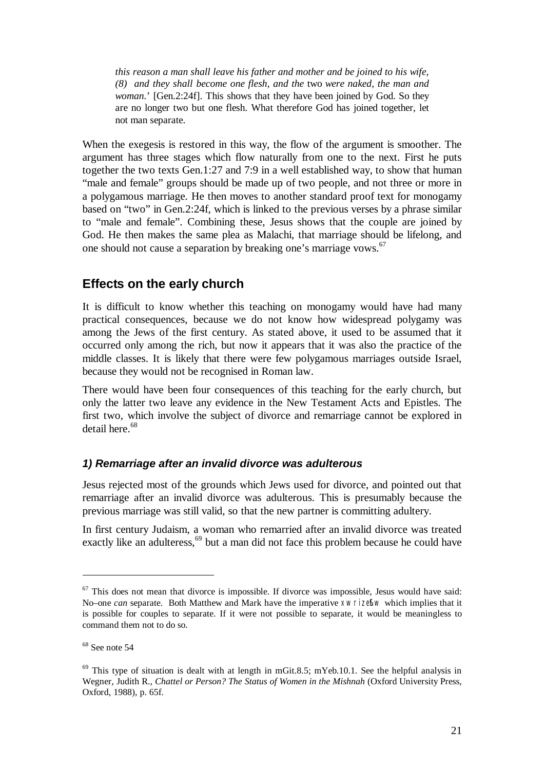> *this reason a man shall leave his father and mother and be joined to his wife, (8) and they shall become one flesh, and the* two *were naked, the man and woman.*' [Gen.2:24f]. This shows that they have been joined by God. So they are no longer two but one flesh. What therefore God has joined together, let not man separate.

When the exegesis is restored in this way, the flow of the argument is smoother. The argument has three stages which flow naturally from one to the next. First he puts together the two texts Gen.1:27 and 7:9 in a well established way, to show that human "male and female" groups should be made up of two people, and not three or more in a polygamous marriage. He then moves to another standard proof text for monogamy based on "two" in Gen.2:24f, which is linked to the previous verses by a phrase similar to "male and female". Combining these, Jesus shows that the couple are joined by God. He then makes the same plea as Malachi, that marriage should be lifelong, and one should not cause a separation by breaking one's marriage vows.[67]

## Effects on the early church

It is difficult to know whether this teaching on monogamy would have had many practical consequences, because we do not know how widespread polygamy was among the Jews of the first century. As stated above, it used to be assumed that it occurred only among the rich, but now it appears that it was also the practice of the middle classes. It is likely that there were few polygamous marriages outside Israel, because they would not be recognised in Roman law.

There would have been four consequences of this teaching for the early church, but only the latter two leave any evidence in the New Testament Acts and Epistles. The first two, which involve the subject of divorce and remarriage cannot be explored in detail here.[68]

### *1) Remarriage after an invalid divorce was adulterous*

Jesus rejected most of the grounds which Jews used for divorce, and pointed out that remarriage after an invalid divorce was adulterous. This is presumably because the previous marriage was still valid, so that the new partner is committing adultery.

In first century Judaism, a woman who remarried after an invalid divorce was treated exactly like an adulteress,[69] but a man did not face this problem because he could have

---

[67] This does not mean that divorce is impossible. If divorce was impossible, Jesus would have said: No–one *can* separate. Both Matthew and Mark have the imperative xwrize&w which implies that it is possible for couples to separate. If it were not possible to separate, it would be meaningless to command them not to do so.

[68] See note 54

[69] This type of situation is dealt with at length in mGit.8.5; mYeb.10.1. See the helpful analysis in Wegner, Judith R., *Chattel or Person? The Status of Women in the Mishnah* (Oxford University Press, Oxford, 1988), p. 65f.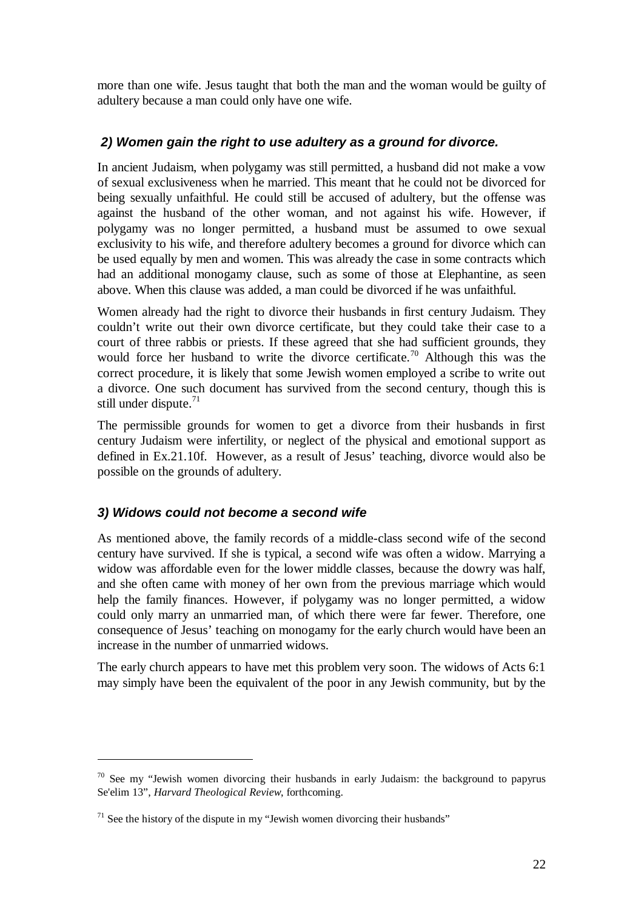more than one wife. Jesus taught that both the man and the woman would be guilty of adultery because a man could only have one wife.

### *2) Women gain the right to use adultery as a ground for divorce.*

In ancient Judaism, when polygamy was still permitted, a husband did not make a vow of sexual exclusiveness when he married. This meant that he could not be divorced for being sexually unfaithful. He could still be accused of adultery, but the offense was against the husband of the other woman, and not against his wife. However, if polygamy was no longer permitted, a husband must be assumed to owe sexual exclusivity to his wife, and therefore adultery becomes a ground for divorce which can be used equally by men and women. This was already the case in some contracts which had an additional monogamy clause, such as some of those at Elephantine, as seen above. When this clause was added, a man could be divorced if he was unfaithful.

Women already had the right to divorce their husbands in first century Judaism. They couldn't write out their own divorce certificate, but they could take their case to a court of three rabbis or priests. If these agreed that she had sufficient grounds, they would force her husband to write the divorce certificate.[70] Although this was the correct procedure, it is likely that some Jewish women employed a scribe to write out a divorce. One such document has survived from the second century, though this is still under dispute.[71]

The permissible grounds for women to get a divorce from their husbands in first century Judaism were infertility, or neglect of the physical and emotional support as defined in Ex.21.10f. However, as a result of Jesus' teaching, divorce would also be possible on the grounds of adultery.

### *3) Widows could not become a second wife*

As mentioned above, the family records of a middle-class second wife of the second century have survived. If she is typical, a second wife was often a widow. Marrying a widow was affordable even for the lower middle classes, because the dowry was half, and she often came with money of her own from the previous marriage which would help the family finances. However, if polygamy was no longer permitted, a widow could only marry an unmarried man, of which there were far fewer. Therefore, one consequence of Jesus' teaching on monogamy for the early church would have been an increase in the number of unmarried widows.

The early church appears to have met this problem very soon. The widows of Acts 6:1 may simply have been the equivalent of the poor in any Jewish community, but by the

---

[70] See my "Jewish women divorcing their husbands in early Judaism: the background to papyrus Se'elim 13", *Harvard Theological Review*, forthcoming.

[71] See the history of the dispute in my "Jewish women divorcing their husbands"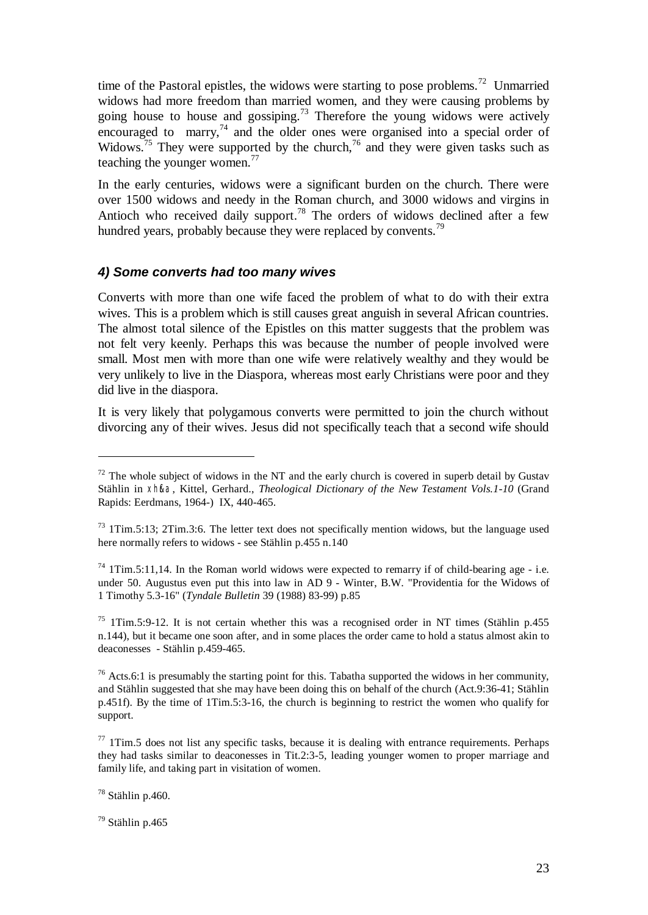time of the Pastoral epistles, the widows were starting to pose problems.[72] Unmarried widows had more freedom than married women, and they were causing problems by going house to house and gossiping.[73] Therefore the young widows were actively encouraged to marry,[74] and the older ones were organised into a special order of Widows.[75] They were supported by the church,[76] and they were given tasks such as teaching the younger women.[77]

In the early centuries, widows were a significant burden on the church. There were over 1500 widows and needy in the Roman church, and 3000 widows and virgins in Antioch who received daily support.[78] The orders of widows declined after a few hundred years, probably because they were replaced by convents.[79]

### *4) Some converts had too many wives*

Converts with more than one wife faced the problem of what to do with their extra wives. This is a problem which is still causes great anguish in several African countries. The almost total silence of the Epistles on this matter suggests that the problem was not felt very keenly. Perhaps this was because the number of people involved were small. Most men with more than one wife were relatively wealthy and they would be very unlikely to live in the Diaspora, whereas most early Christians were poor and they did live in the diaspora.

It is very likely that polygamous converts were permitted to join the church without divorcing any of their wives. Jesus did not specifically teach that a second wife should

---

[72] The whole subject of widows in the NT and the early church is covered in superb detail by Gustav Stählin in χήρα, Kittel, Gerhard., *Theological Dictionary of the New Testament Vols.1-10* (Grand Rapids: Eerdmans, 1964-) IX, 440-465.

[73] 1Tim.5:13; 2Tim.3:6. The letter text does not specifically mention widows, but the language used here normally refers to widows - see Stählin p.455 n.140

[74] 1Tim.5:11,14. In the Roman world widows were expected to remarry if of child-bearing age - i.e. under 50. Augustus even put this into law in AD 9 - Winter, B.W. "Providentia for the Widows of 1 Timothy 5.3-16" (*Tyndale Bulletin* 39 (1988) 83-99) p.85

[75] 1Tim.5:9-12. It is not certain whether this was a recognised order in NT times (Stählin p.455 n.144), but it became one soon after, and in some places the order came to hold a status almost akin to deaconesses - Stählin p.459-465.

[76] Acts.6:1 is presumably the starting point for this. Tabatha supported the widows in her community, and Stählin suggested that she may have been doing this on behalf of the church (Act.9:36-41; Stählin p.451f). By the time of 1Tim.5:3-16, the church is beginning to restrict the women who qualify for support.

[77] 1Tim.5 does not list any specific tasks, because it is dealing with entrance requirements. Perhaps they had tasks similar to deaconesses in Tit.2:3-5, leading younger women to proper marriage and family life, and taking part in visitation of women.

[78] Stählin p.460.

[79] Stählin p.465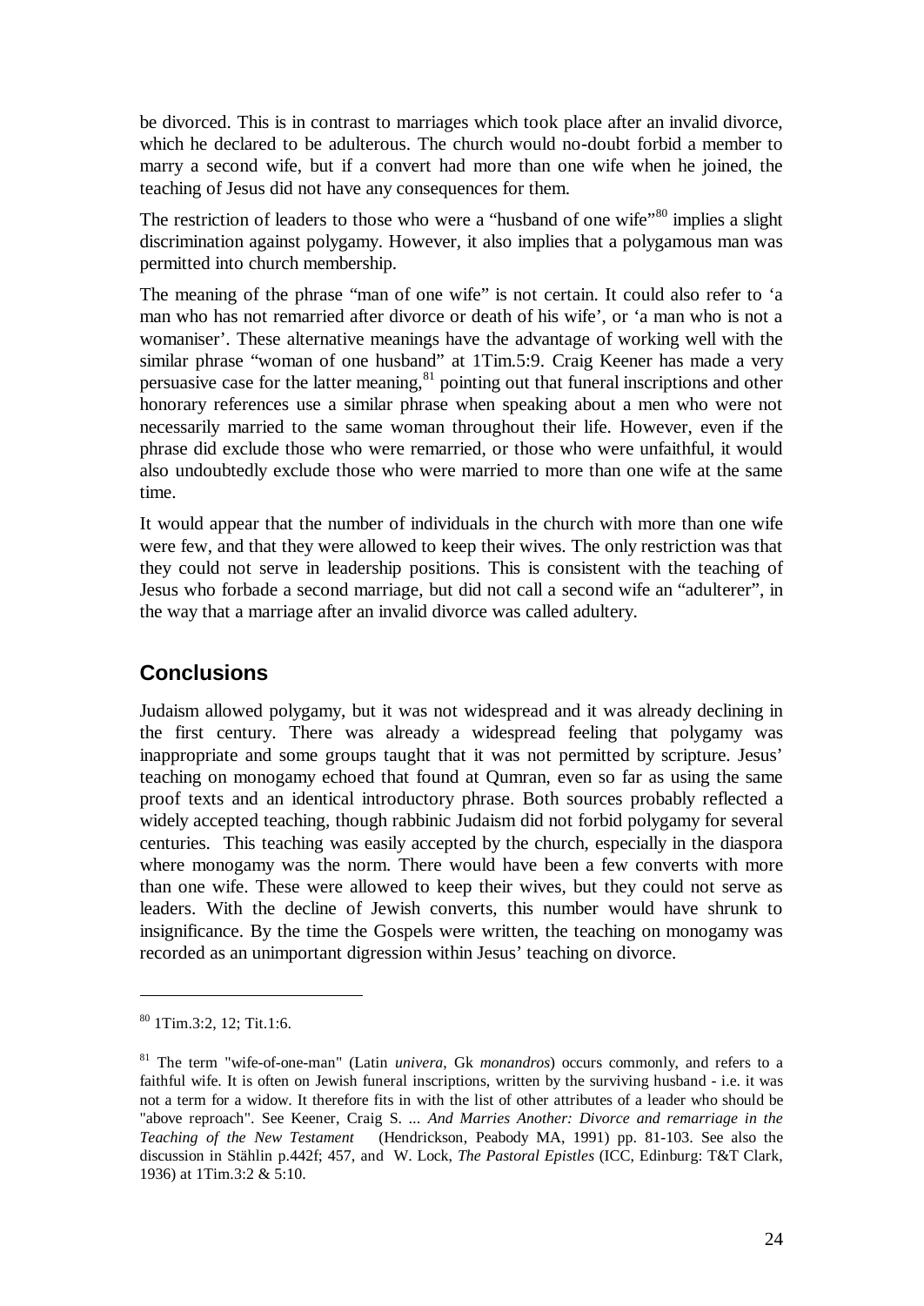be divorced. This is in contrast to marriages which took place after an invalid divorce, which he declared to be adulterous. The church would no-doubt forbid a member to marry a second wife, but if a convert had more than one wife when he joined, the teaching of Jesus did not have any consequences for them.

The restriction of leaders to those who were a "husband of one wife"[80] implies a slight discrimination against polygamy. However, it also implies that a polygamous man was permitted into church membership.

The meaning of the phrase "man of one wife" is not certain. It could also refer to 'a man who has not remarried after divorce or death of his wife', or 'a man who is not a womaniser'. These alternative meanings have the advantage of working well with the similar phrase "woman of one husband" at 1Tim.5:9. Craig Keener has made a very persuasive case for the latter meaning,[81] pointing out that funeral inscriptions and other honorary references use a similar phrase when speaking about a men who were not necessarily married to the same woman throughout their life. However, even if the phrase did exclude those who were remarried, or those who were unfaithful, it would also undoubtedly exclude those who were married to more than one wife at the same time.

It would appear that the number of individuals in the church with more than one wife were few, and that they were allowed to keep their wives. The only restriction was that they could not serve in leadership positions. This is consistent with the teaching of Jesus who forbade a second marriage, but did not call a second wife an "adulterer", in the way that a marriage after an invalid divorce was called adultery.

## Conclusions

Judaism allowed polygamy, but it was not widespread and it was already declining in the first century. There was already a widespread feeling that polygamy was inappropriate and some groups taught that it was not permitted by scripture. Jesus' teaching on monogamy echoed that found at Qumran, even so far as using the same proof texts and an identical introductory phrase. Both sources probably reflected a widely accepted teaching, though rabbinic Judaism did not forbid polygamy for several centuries. This teaching was easily accepted by the church, especially in the diaspora where monogamy was the norm. There would have been a few converts with more than one wife. These were allowed to keep their wives, but they could not serve as leaders. With the decline of Jewish converts, this number would have shrunk to insignificance. By the time the Gospels were written, the teaching on monogamy was recorded as an unimportant digression within Jesus' teaching on divorce.

---

[80] 1Tim.3:2, 12; Tit.1:6.

[81] The term "wife-of-one-man" (Latin *univera*, Gk *monandros*) occurs commonly, and refers to a faithful wife. It is often on Jewish funeral inscriptions, written by the surviving husband - i.e. it was not a term for a widow. It therefore fits in with the list of other attributes of a leader who should be "above reproach". See Keener, Craig S. ... *And Marries Another: Divorce and remarriage in the Teaching of the New Testament* (Hendrickson, Peabody MA, 1991) pp. 81-103. See also the discussion in Stählin p.442f; 457, and W. Lock, *The Pastoral Epistles* (ICC, Edinburg: T&T Clark, 1936) at 1Tim.3:2 & 5:10.